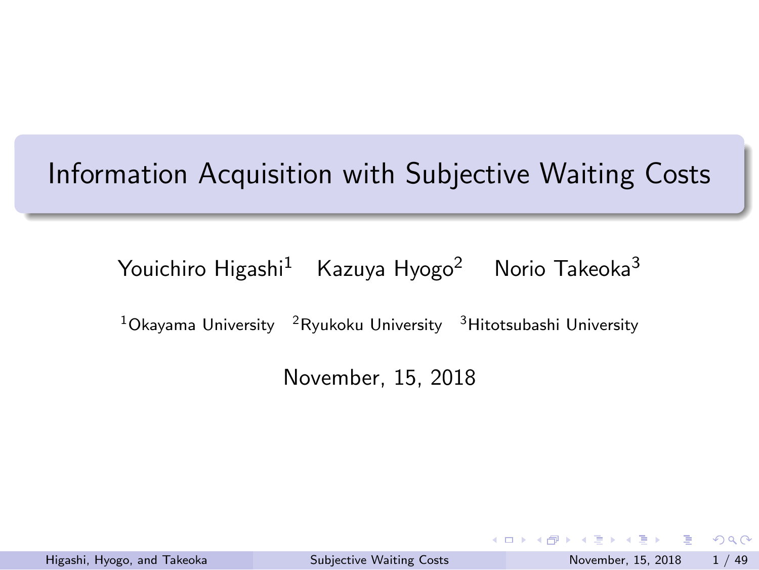# Information Acquisition with Subjective Waiting Costs

Youichiro Higashi[1] Kazuya Hyogo[2] Norio Takeoka[3]

[1]Okayama University [2]Ryukoku University [3]Hitotsubashi University

November, 15, 2018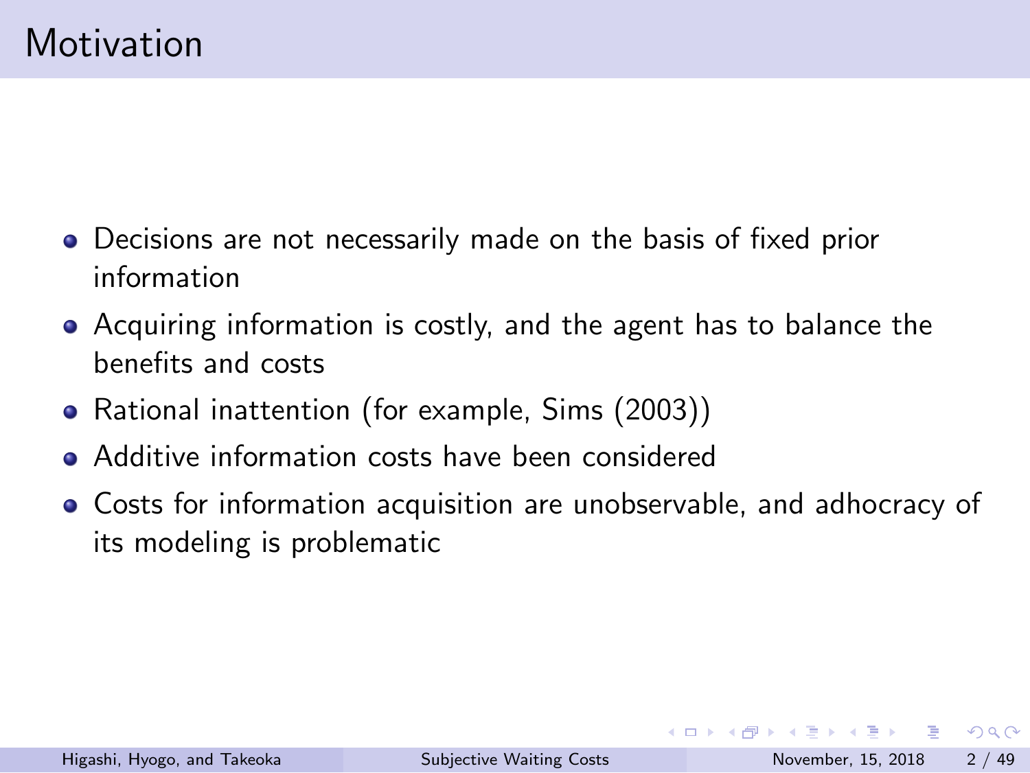# Motivation

- Decisions are not necessarily made on the basis of fixed prior information
- Acquiring information is costly, and the agent has to balance the benefits and costs
- Rational inattention (for example, Sims (2003))
- Additive information costs have been considered
- Costs for information acquisition are unobservable, and adhocracy of its modeling is problematic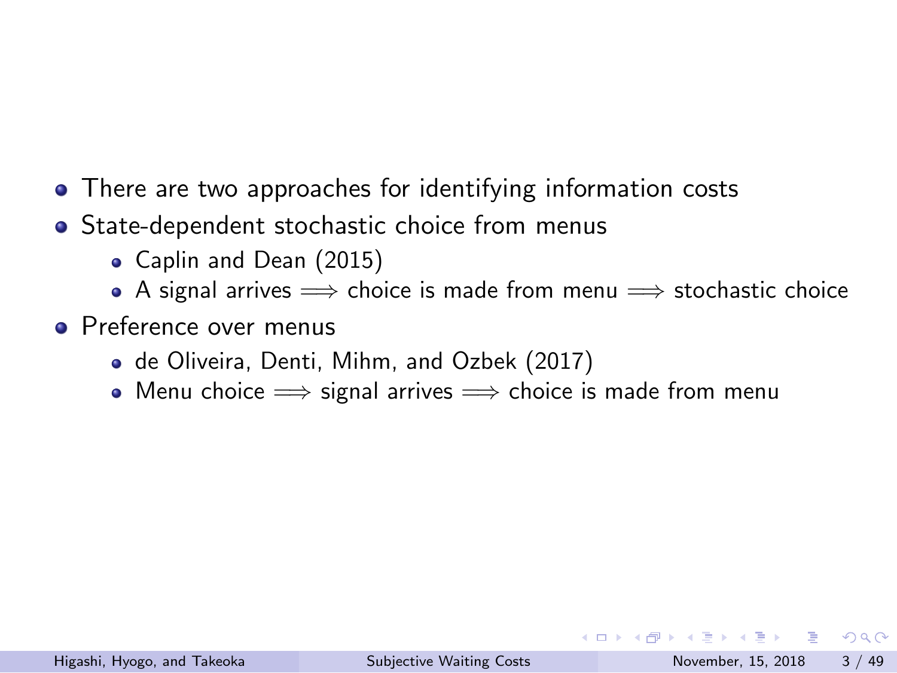- There are two approaches for identifying information costs
- State-dependent stochastic choice from menus
  - Caplin and Dean (2015)
  - A signal arrives $\Longrightarrow$ choice is made from menu $\Longrightarrow$ stochastic choice
- Preference over menus
  - de Oliveira, Denti, Mihm, and Ozbek (2017)
  - Menu choice $\Longrightarrow$ signal arrives $\Longrightarrow$ choice is made from menu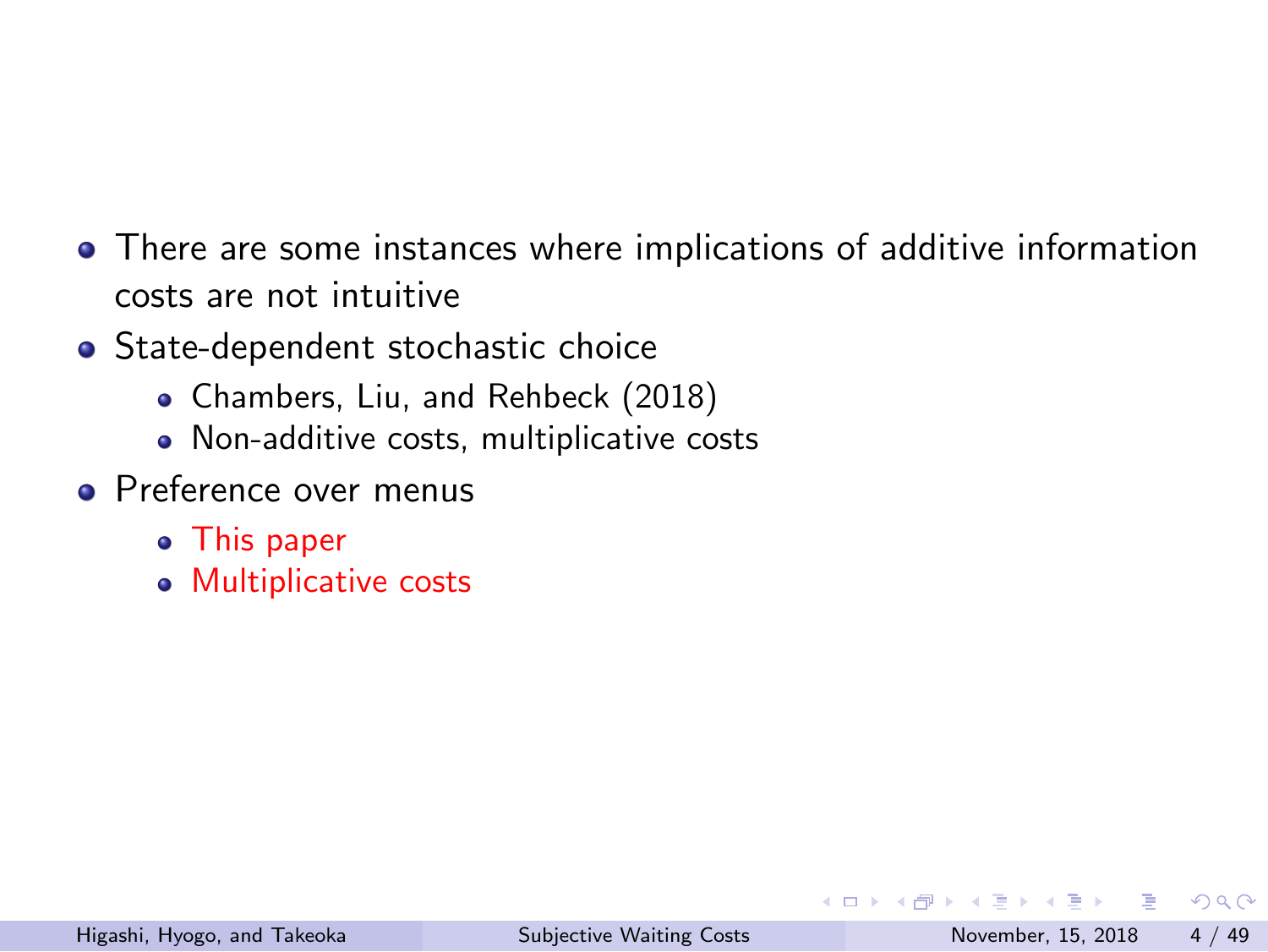- There are some instances where implications of additive information costs are not intuitive
- State-dependent stochastic choice
  - Chambers, Liu, and Rehbeck (2018)
  - Non-additive costs, multiplicative costs
- Preference over menus
  - This paper
  - Multiplicative costs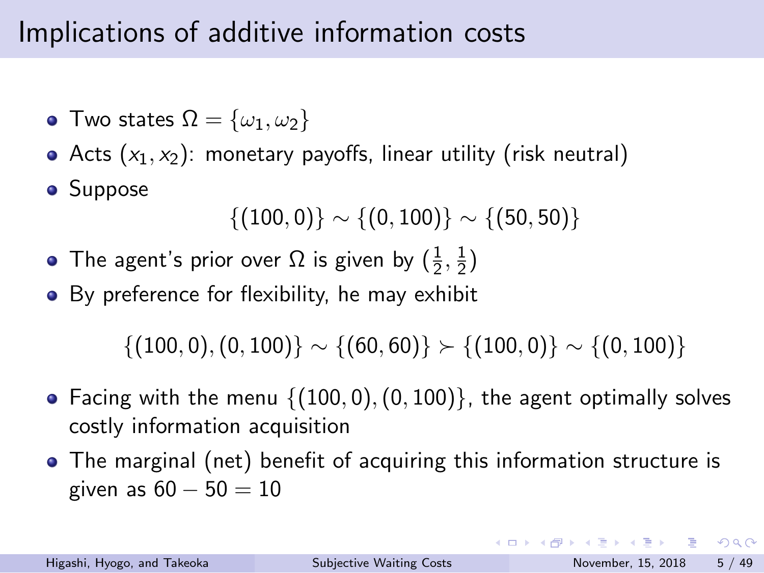# Implications of additive information costs

- Two states $\Omega = \{\omega_1, \omega_2\}$
- Acts $(x_1, x_2)$: monetary payoffs, linear utility (risk neutral)
- Suppose

$$\{(100, 0)\} \sim \{(0, 100)\} \sim \{(50, 50)\}$$

- The agent's prior over $\Omega$ is given by $(\frac{1}{2}, \frac{1}{2})$
- By preference for flexibility, he may exhibit

$$\{(100, 0), (0, 100)\} \sim \{(60, 60)\} \succ \{(100, 0)\} \sim \{(0, 100)\}$$

- Facing with the menu $\{(100, 0), (0, 100)\}$, the agent optimally solves costly information acquisition
- The marginal (net) benefit of acquiring this information structure is given as $60 - 50 = 10$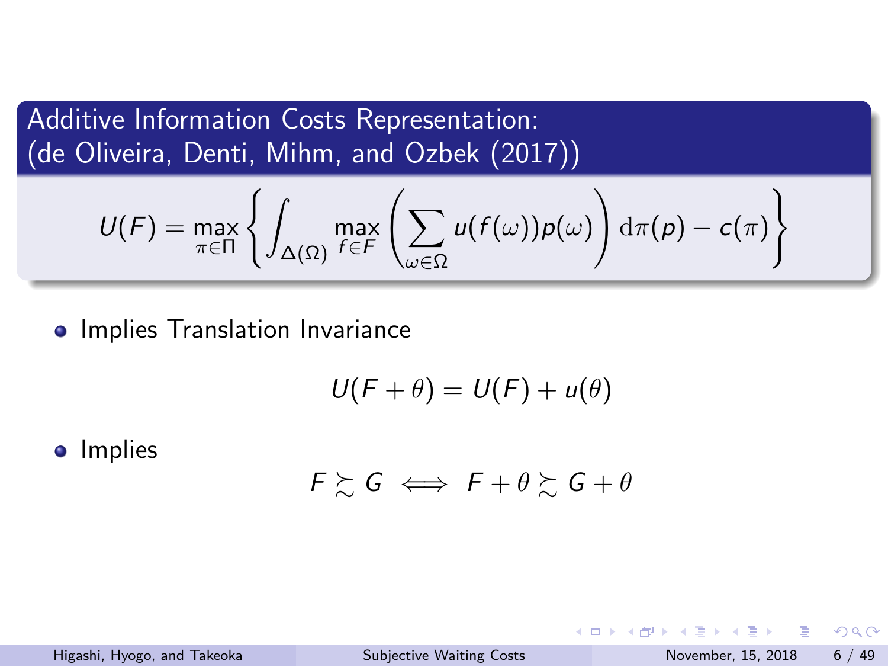## Additive Information Costs Representation: (de Oliveira, Denti, Mihm, and Ozbek (2017))

$$U(F) = \max_{\pi \in \Pi} \left\{ \int_{\Delta(\Omega)} \max_{f \in F} \left( \sum_{\omega \in \Omega} u(f(\omega)) p(\omega) \right) \mathrm{d}\pi(p) - c(\pi) \right\}$$

- Implies Translation Invariance

$$U(F + \theta) = U(F) + u(\theta)$$

- Implies

$$F \succsim G \iff F + \theta \succsim G + \theta$$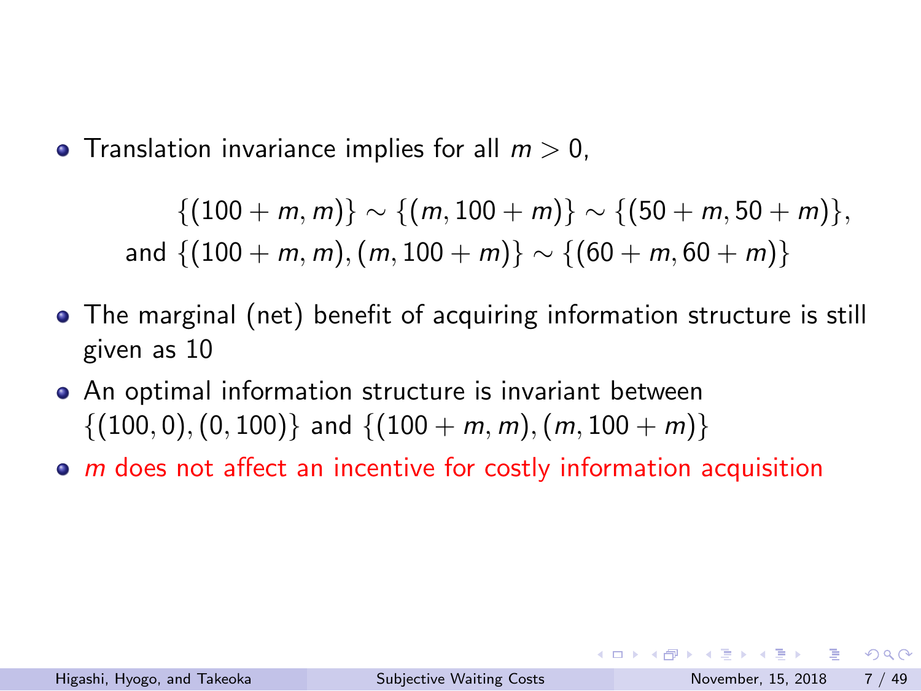- Translation invariance implies for all $m > 0$,

$$
\begin{aligned}
&\{(100+m, m)\} \sim \{(m, 100+m)\} \sim \{(50+m, 50+m)\}, \\
\text{and } &\{(100+m, m), (m, 100+m)\} \sim \{(60+m, 60+m)\}
\end{aligned}
$$

- The marginal (net) benefit of acquiring information structure is still given as 10
- An optimal information structure is invariant between $\{(100, 0), (0, 100)\}$ and $\{(100+m, m), (m, 100+m)\}$
- $m$ does not affect an incentive for costly information acquisition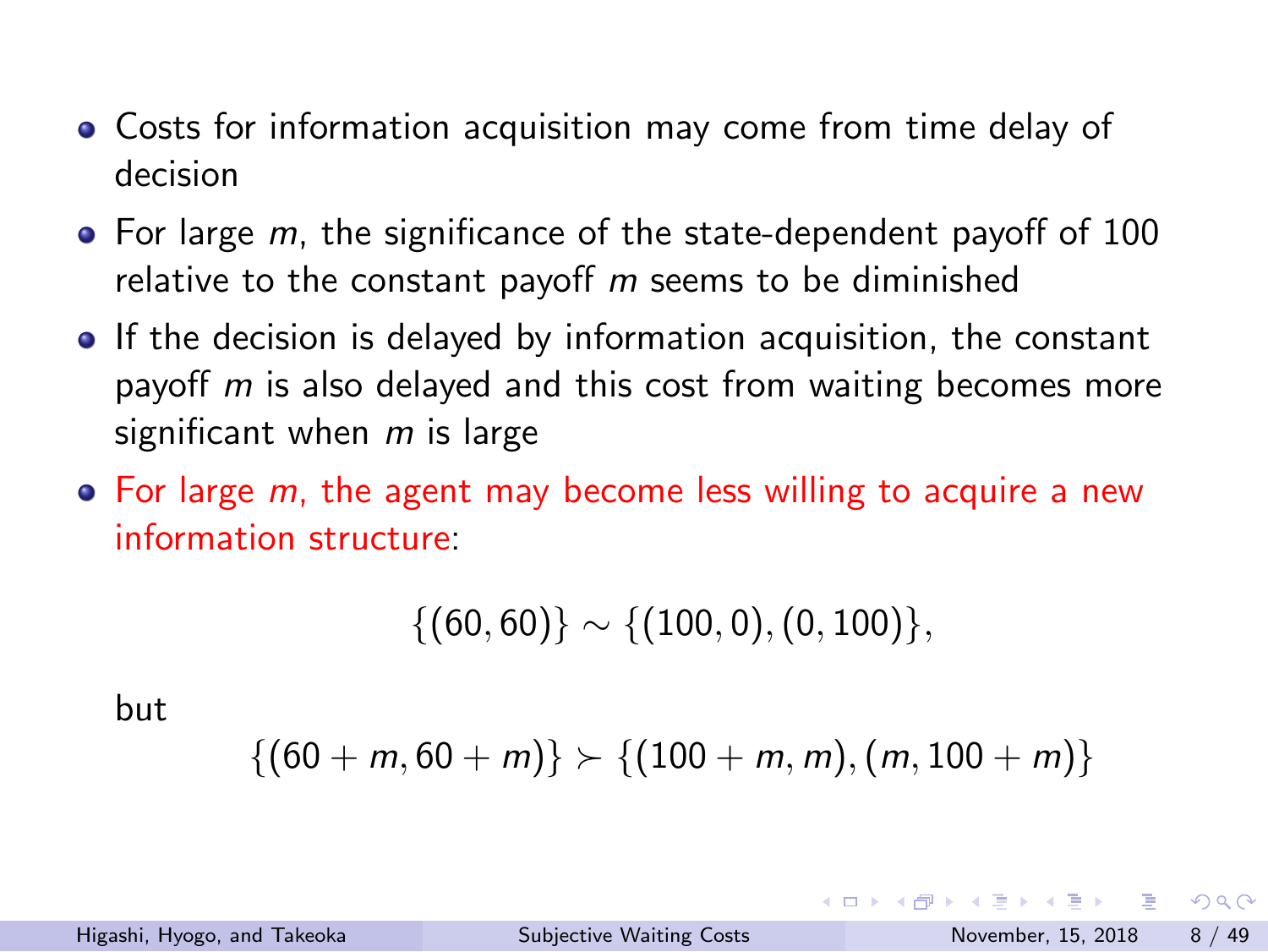- Costs for information acquisition may come from time delay of decision
- For large $m$, the significance of the state-dependent payoff of 100 relative to the constant payoff $m$ seems to be diminished
- If the decision is delayed by information acquisition, the constant payoff $m$ is also delayed and this cost from waiting becomes more significant when $m$ is large
- For large $m$, the agent may become less willing to acquire a new information structure:

$$\{(60, 60)\} \sim \{(100, 0), (0, 100)\},$$

but

$$\{(60 + m, 60 + m)\} \succ \{(100 + m, m), (m, 100 + m)\}$$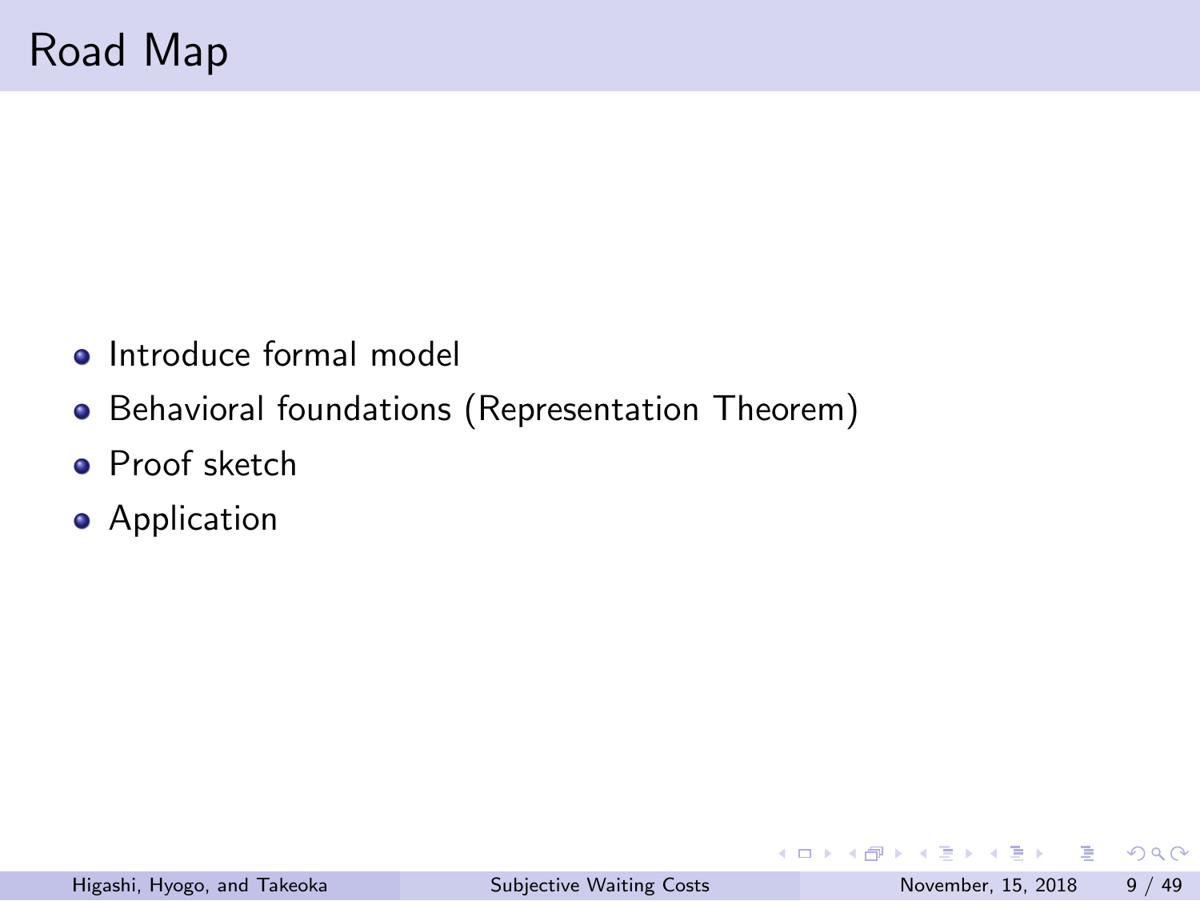# Road Map

- Introduce formal model
- Behavioral foundations (Representation Theorem)
- Proof sketch
- Application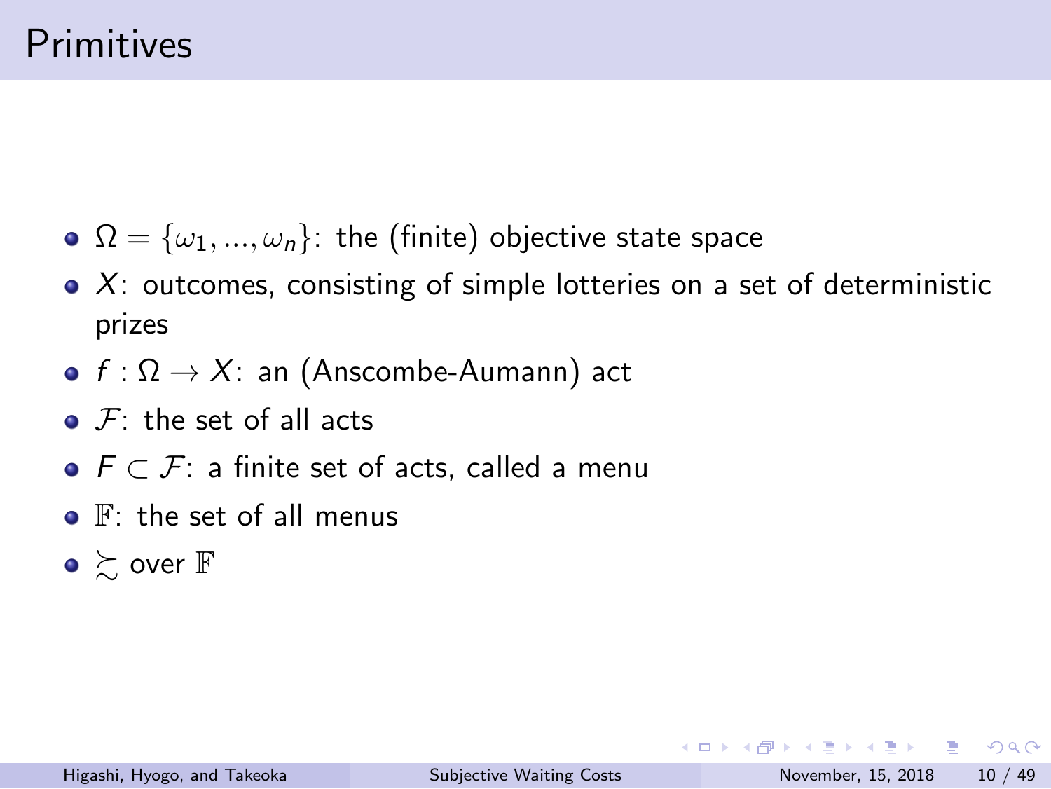# Primitives

- $\Omega = \{\omega_1, ..., \omega_n\}$: the (finite) objective state space
- $X$: outcomes, consisting of simple lotteries on a set of deterministic prizes
- $f : \Omega \to X$: an (Anscombe-Aumann) act
- $\mathcal{F}$: the set of all acts
- $F \subset \mathcal{F}$: a finite set of acts, called a menu
- $\mathbb{F}$: the set of all menus
- $\succsim$ over $\mathbb{F}$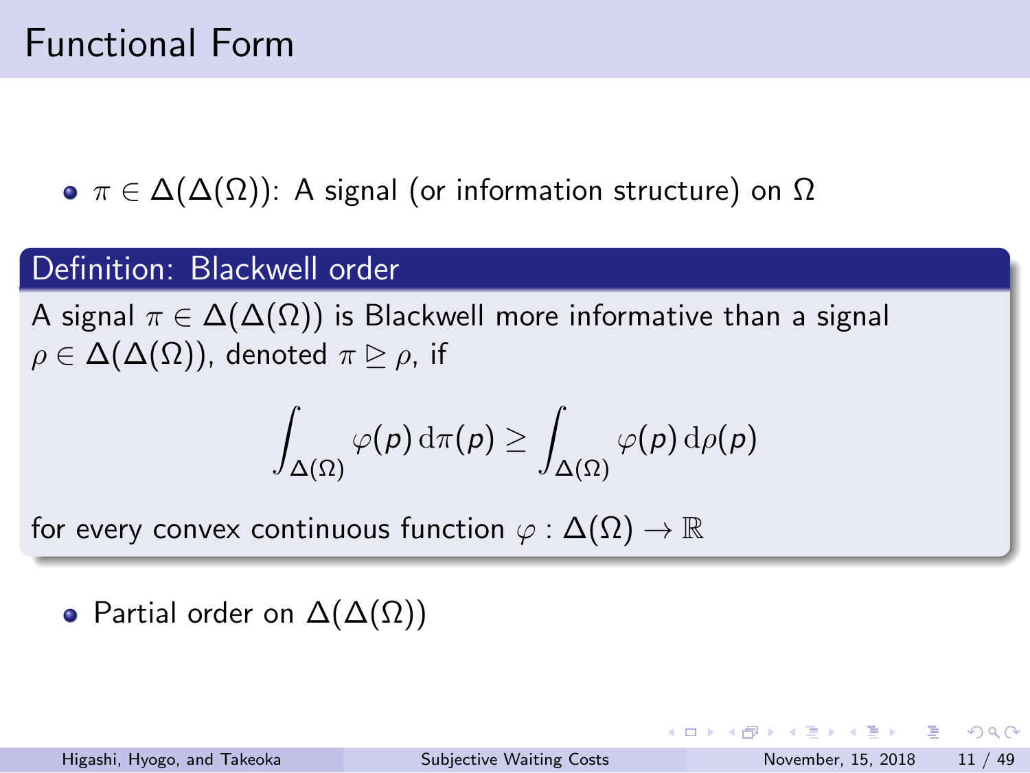# Functional Form

- $\pi \in \Delta(\Delta(\Omega))$: A signal (or information structure) on $\Omega$

**Definition: Blackwell order**

A signal $\pi \in \Delta(\Delta(\Omega))$ is Blackwell more informative than a signal $\rho \in \Delta(\Delta(\Omega))$, denoted $\pi \trianglerighteq \rho$, if

$$\int_{\Delta(\Omega)} \varphi(p)\,\mathrm{d}\pi(p) \geq \int_{\Delta(\Omega)} \varphi(p)\,\mathrm{d}\rho(p)$$

for every convex continuous function $\varphi : \Delta(\Omega) \to \mathbb{R}$

- Partial order on $\Delta(\Delta(\Omega))$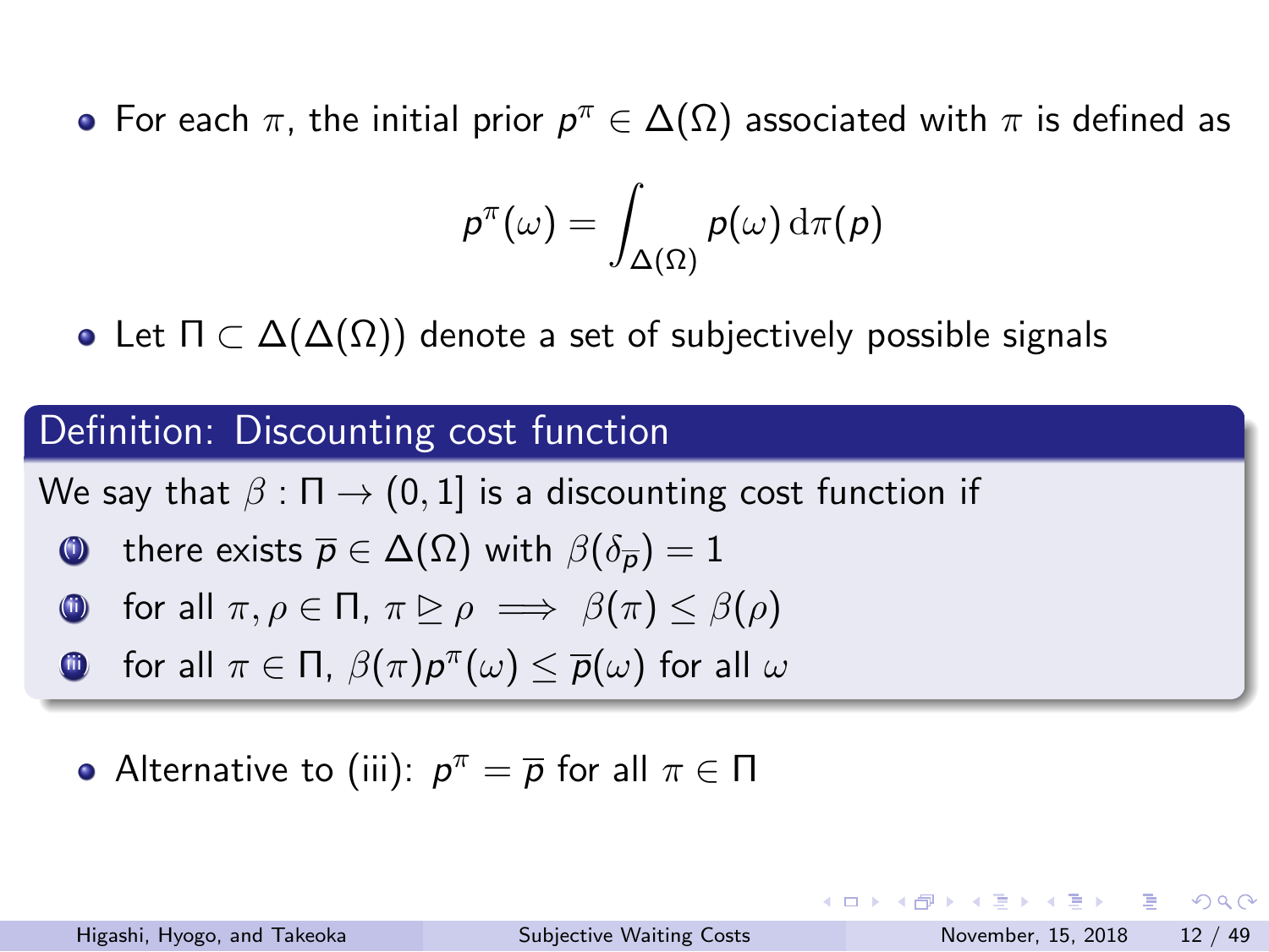- For each $\pi$, the initial prior $p^\pi \in \Delta(\Omega)$ associated with $\pi$ is defined as

$$p^\pi(\omega) = \int_{\Delta(\Omega)} p(\omega) \, \mathrm{d}\pi(p)$$

- Let $\Pi \subset \Delta(\Delta(\Omega))$ denote a set of subjectively possible signals

**Definition: Discounting cost function**

We say that $\beta : \Pi \to (0, 1]$ is a discounting cost function if

1. there exists $\overline{p} \in \Delta(\Omega)$ with $\beta(\delta_{\overline{p}}) = 1$
2. for all $\pi, \rho \in \Pi$, $\pi \trianglerighteq \rho \implies \beta(\pi) \leq \beta(\rho)$
3. for all $\pi \in \Pi$, $\beta(\pi) p^\pi(\omega) \leq \overline{p}(\omega)$ for all $\omega$

- Alternative to (iii): $p^\pi = \overline{p}$ for all $\pi \in \Pi$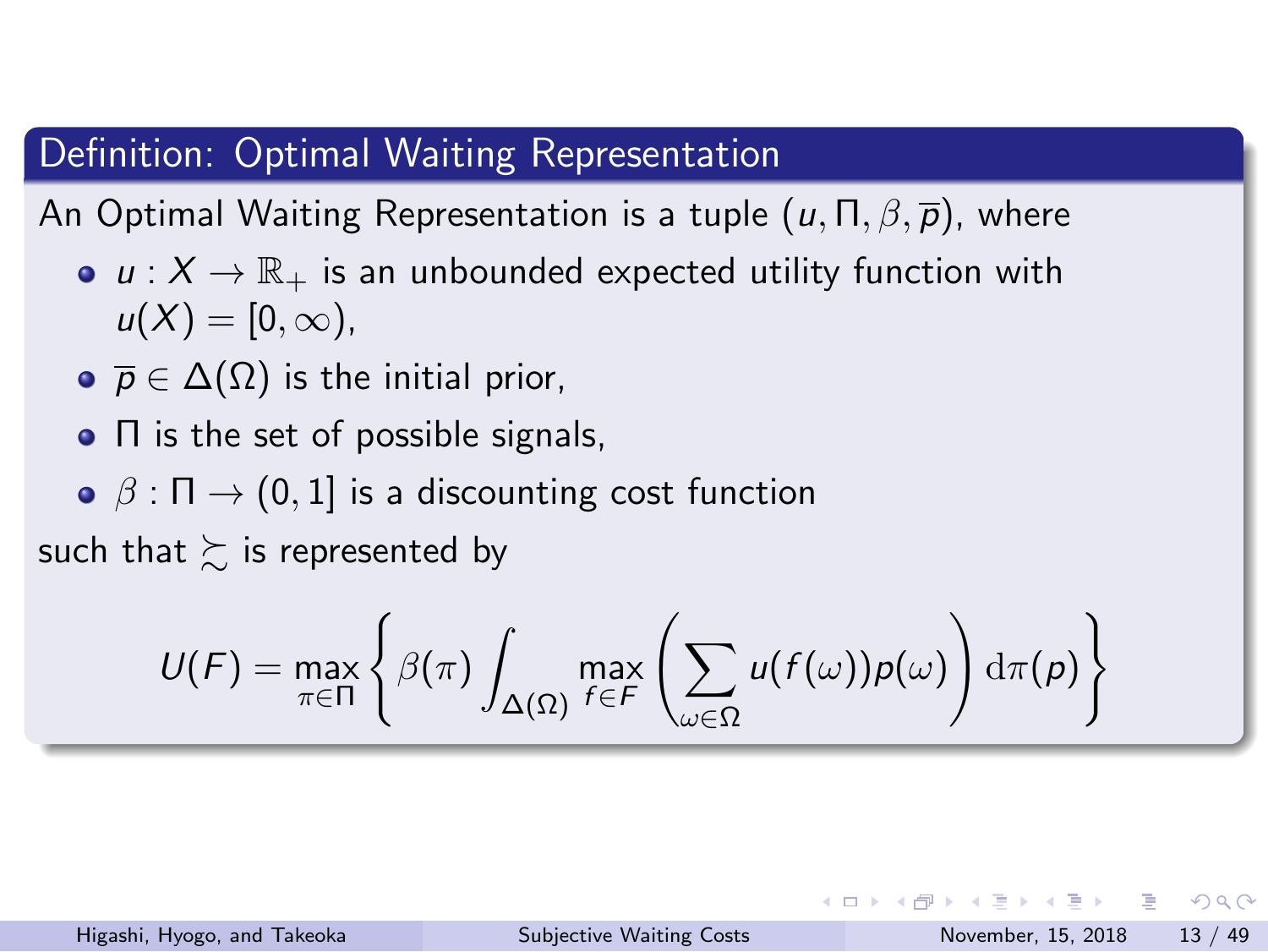### Definition: Optimal Waiting Representation

An Optimal Waiting Representation is a tuple $(u, \Pi, \beta, \overline{p})$, where

- $u : X \to \mathbb{R}_+$ is an unbounded expected utility function with $u(X) = [0, \infty)$,
- $\overline{p} \in \Delta(\Omega)$ is the initial prior,
- $\Pi$ is the set of possible signals,
- $\beta : \Pi \to (0, 1]$ is a discounting cost function

such that $\succsim$ is represented by

$$U(F) = \max_{\pi \in \Pi} \left\{ \beta(\pi) \int_{\Delta(\Omega)} \max_{f \in F} \left( \sum_{\omega \in \Omega} u(f(\omega)) p(\omega) \right) \mathrm{d}\pi(p) \right\}$$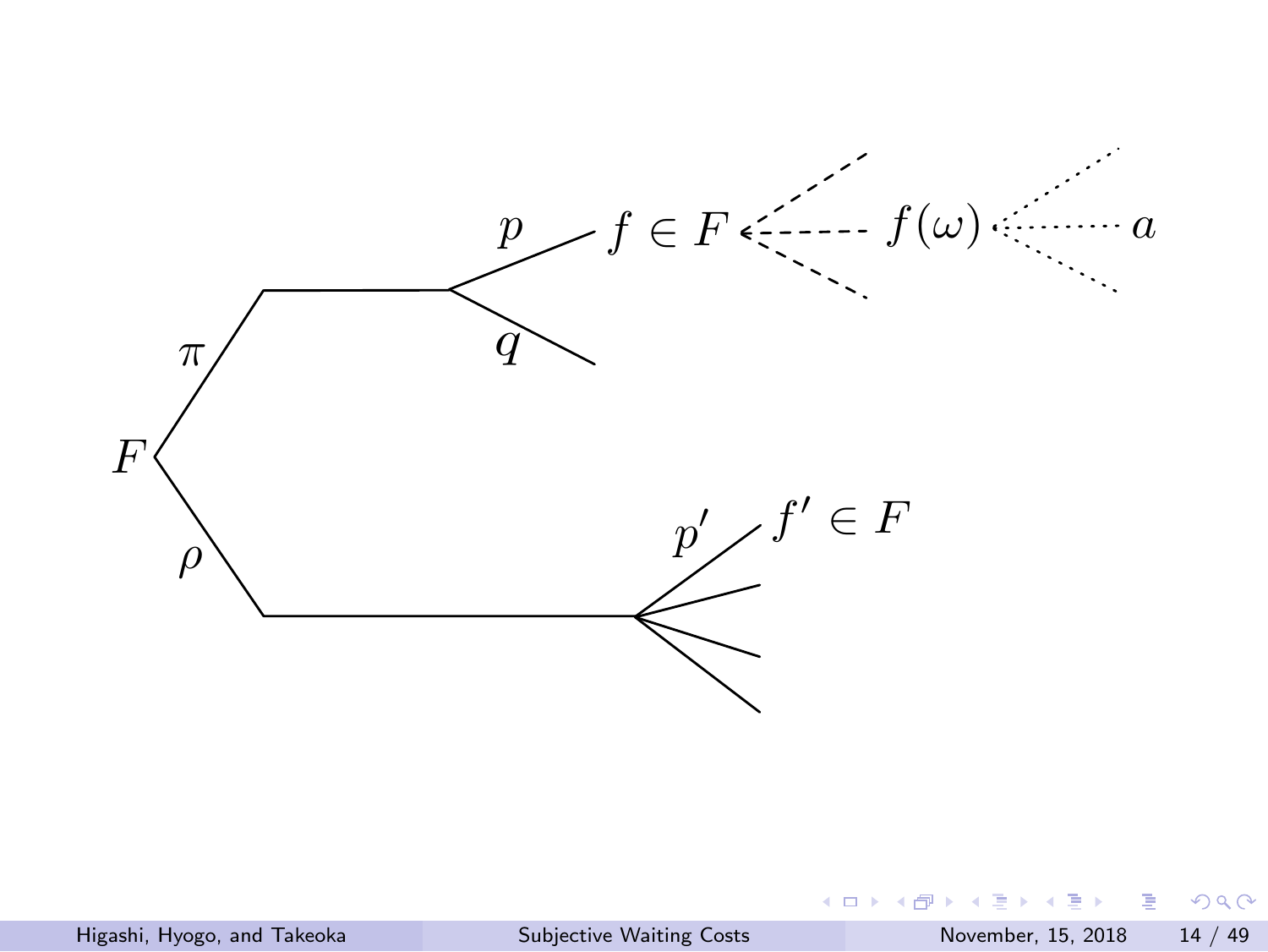$F$

$\pi$

$\rho$

$p$

$q$

$f \in F$

$f(\omega)$

$a$

$p'$

$f' \in F$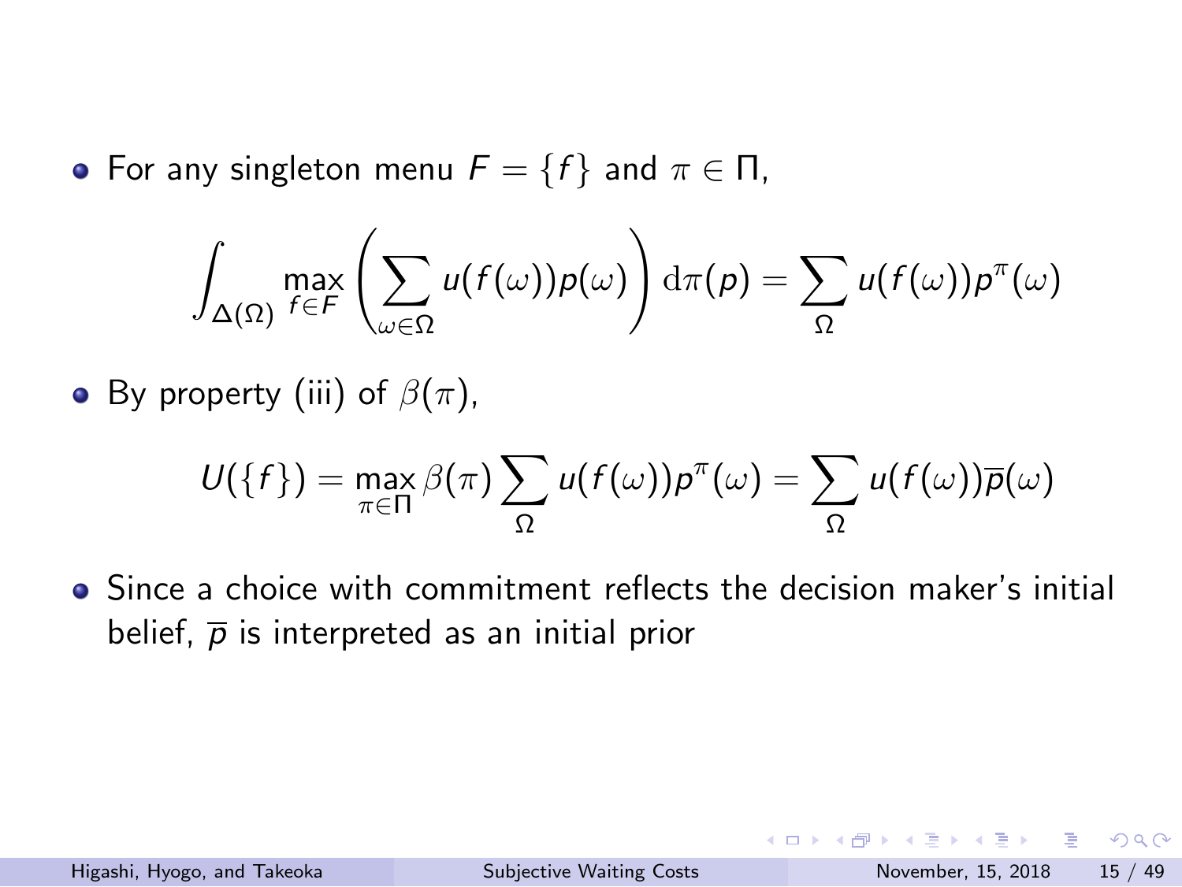- For any singleton menu $F = \{f\}$ and $\pi \in \Pi$,

$$\int_{\Delta(\Omega)} \max_{f \in F} \left( \sum_{\omega \in \Omega} u(f(\omega)) p(\omega) \right) \mathrm{d}\pi(p) = \sum_{\Omega} u(f(\omega)) p^{\pi}(\omega)$$

- By property (iii) of $\beta(\pi)$,

$$U(\{f\}) = \max_{\pi \in \Pi} \beta(\pi) \sum_{\Omega} u(f(\omega)) p^{\pi}(\omega) = \sum_{\Omega} u(f(\omega)) \overline{p}(\omega)$$

- Since a choice with commitment reflects the decision maker's initial belief, $\overline{p}$ is interpreted as an initial prior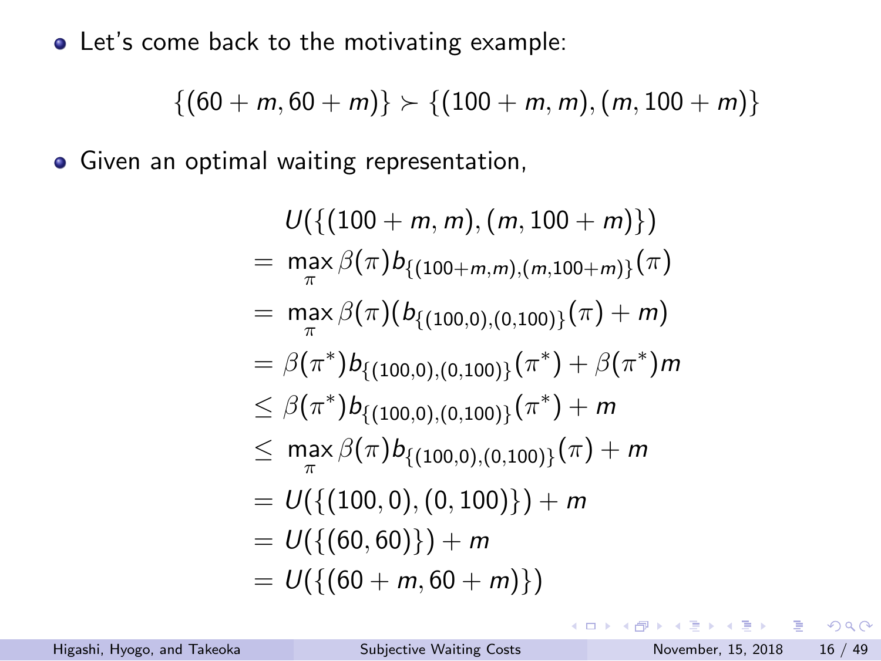- Let's come back to the motivating example:

$$\{(60+m, 60+m)\} \succ \{(100+m, m), (m, 100+m)\}$$

- Given an optimal waiting representation,

$$
\begin{aligned}
& U(\{(100+m, m), (m, 100+m)\}) \\
= & \max_{\pi} \beta(\pi) b_{\{(100+m,m),(m,100+m)\}}(\pi) \\
= & \max_{\pi} \beta(\pi)(b_{\{(100,0),(0,100)\}}(\pi) + m) \\
= & \beta(\pi^*) b_{\{(100,0),(0,100)\}}(\pi^*) + \beta(\pi^*) m \\
\leq & \beta(\pi^*) b_{\{(100,0),(0,100)\}}(\pi^*) + m \\
\leq & \max_{\pi} \beta(\pi) b_{\{(100,0),(0,100)\}}(\pi) + m \\
= & U(\{(100,0),(0,100)\}) + m \\
= & U(\{(60,60)\}) + m \\
= & U(\{(60+m, 60+m)\})
\end{aligned}
$$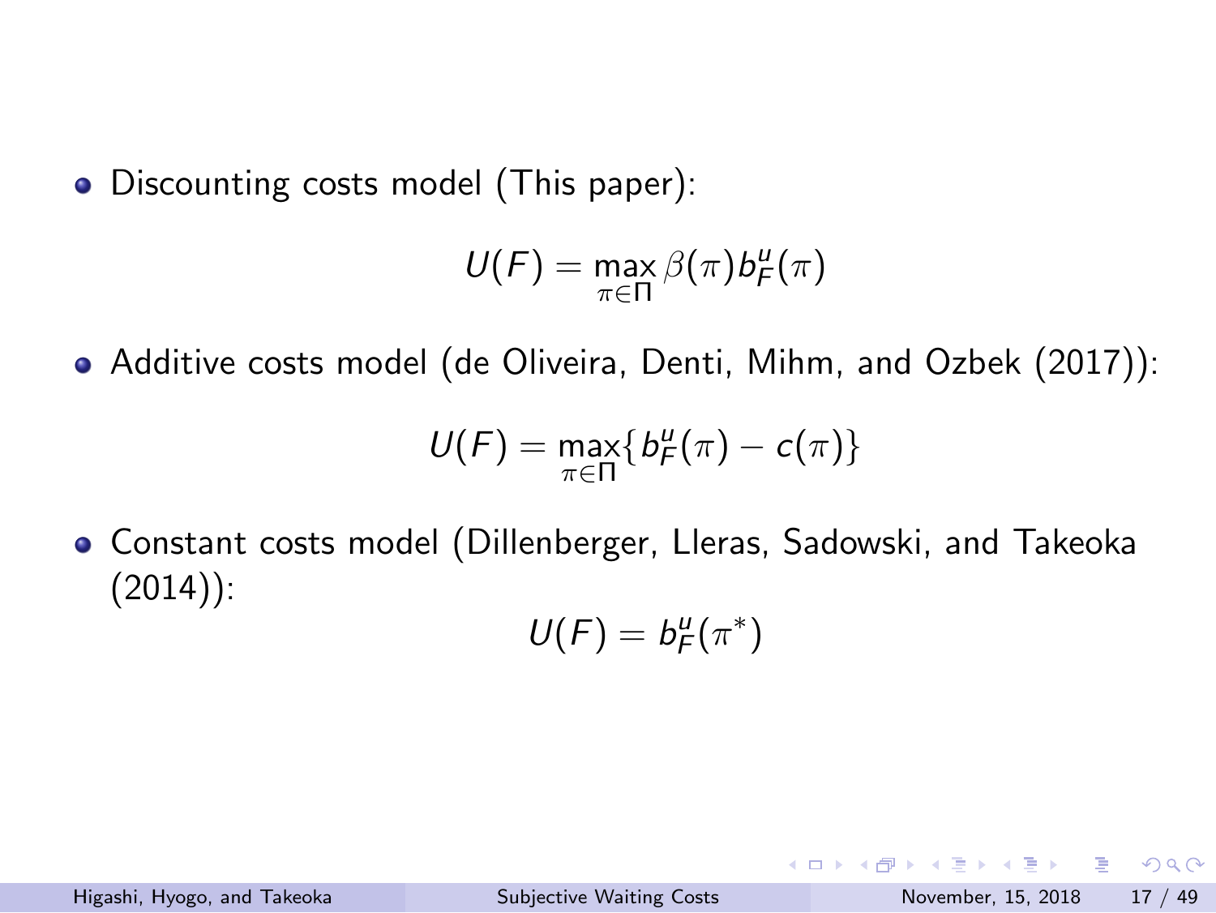- Discounting costs model (This paper):

$$U(F) = \max_{\pi \in \Pi} \beta(\pi) b_F^u(\pi)$$

- Additive costs model (de Oliveira, Denti, Mihm, and Ozbek (2017)):

$$U(F) = \max_{\pi \in \Pi} \{ b_F^u(\pi) - c(\pi) \}$$

- Constant costs model (Dillenberger, Lleras, Sadowski, and Takeoka (2014)):

$$U(F) = b_F^u(\pi^*)$$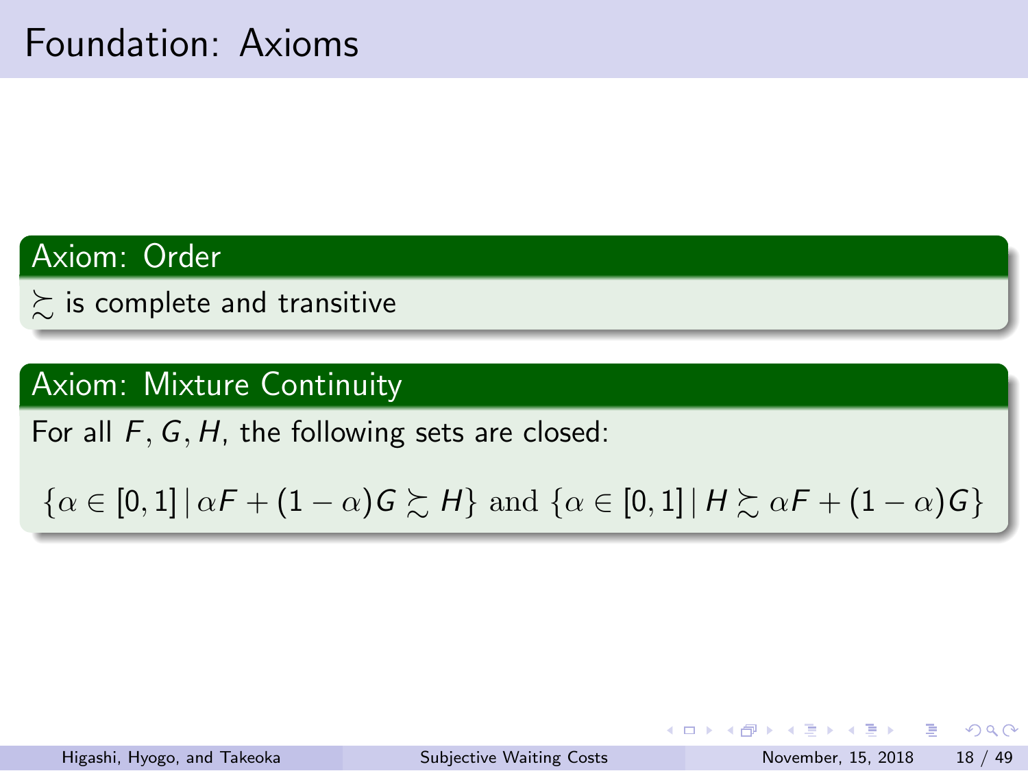# Foundation: Axioms

### Axiom: Order

$\succsim$ is complete and transitive

### Axiom: Mixture Continuity

For all $F, G, H$, the following sets are closed:

$$\{\alpha \in [0,1] \,|\, \alpha F + (1-\alpha)G \succsim H\} \text{ and } \{\alpha \in [0,1] \,|\, H \succsim \alpha F + (1-\alpha)G\}$$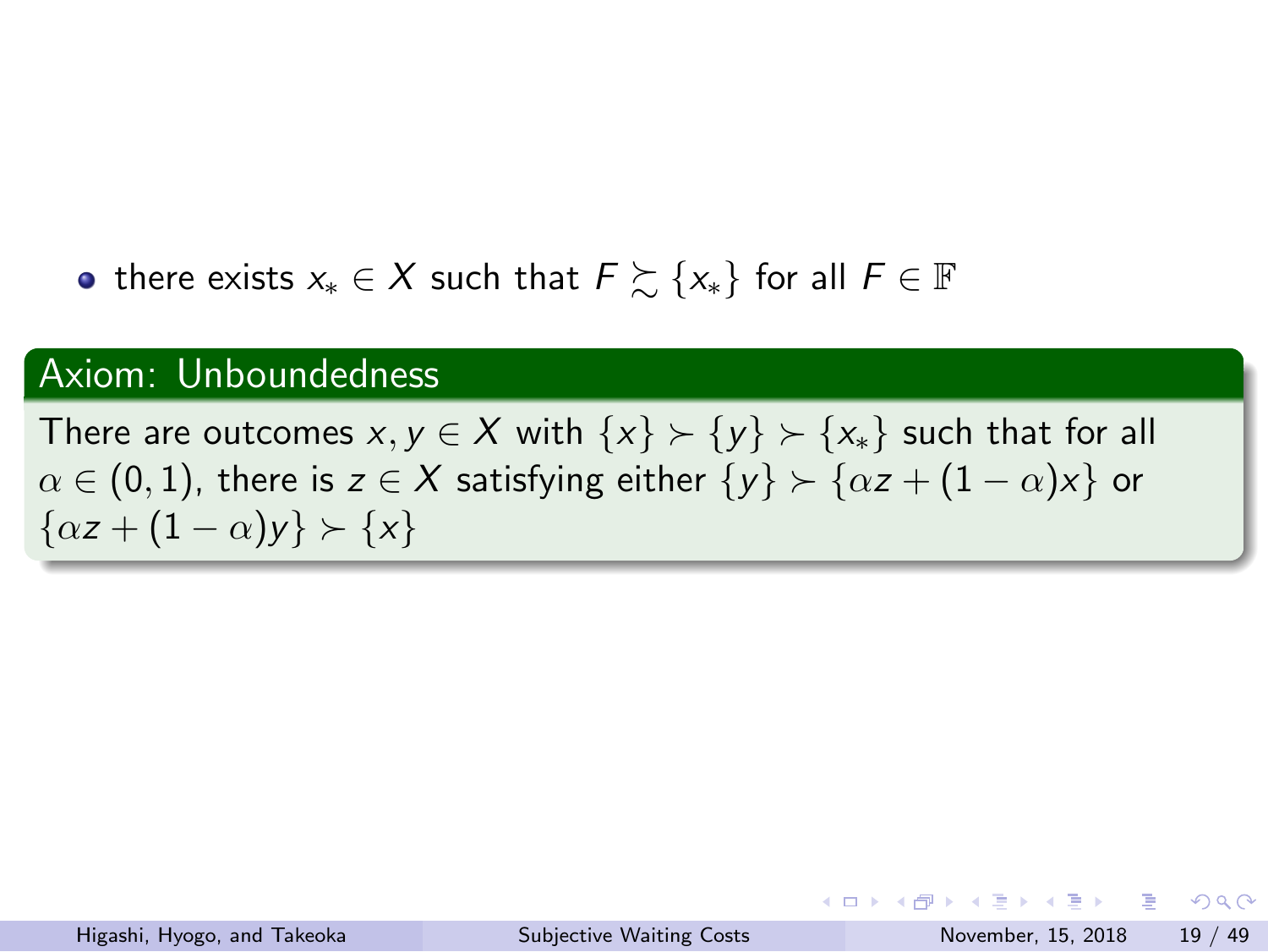- there exists $x_* \in X$ such that $F \succsim \{x_*\}$ for all $F \in \mathbb{F}$

**Axiom: Unboundedness**

There are outcomes $x, y \in X$ with $\{x\} \succ \{y\} \succ \{x_*\}$ such that for all $\alpha \in (0,1)$, there is $z \in X$ satisfying either $\{y\} \succ \{\alpha z + (1-\alpha)x\}$ or $\{\alpha z + (1-\alpha)y\} \succ \{x\}$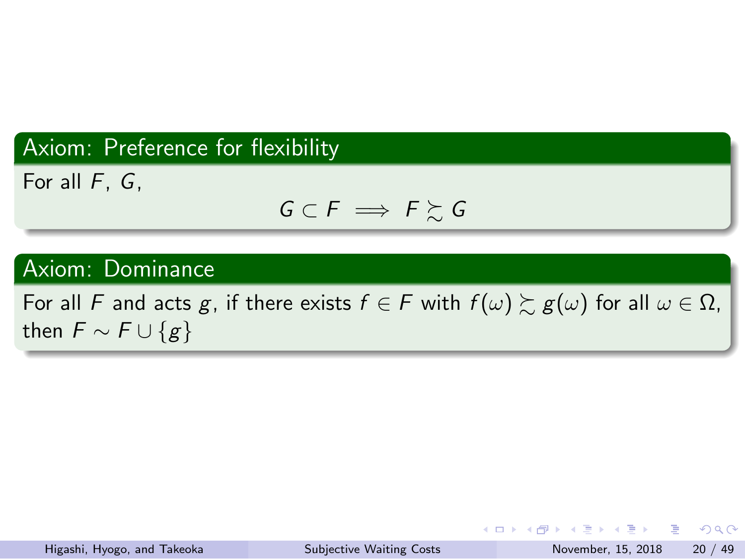### Axiom: Preference for flexibility

For all $F$, $G$,

$$G \subset F \implies F \succsim G$$

### Axiom: Dominance

For all $F$ and acts $g$, if there exists $f \in F$ with $f(\omega) \succsim g(\omega)$ for all $\omega \in \Omega$, then $F \sim F \cup \{g\}$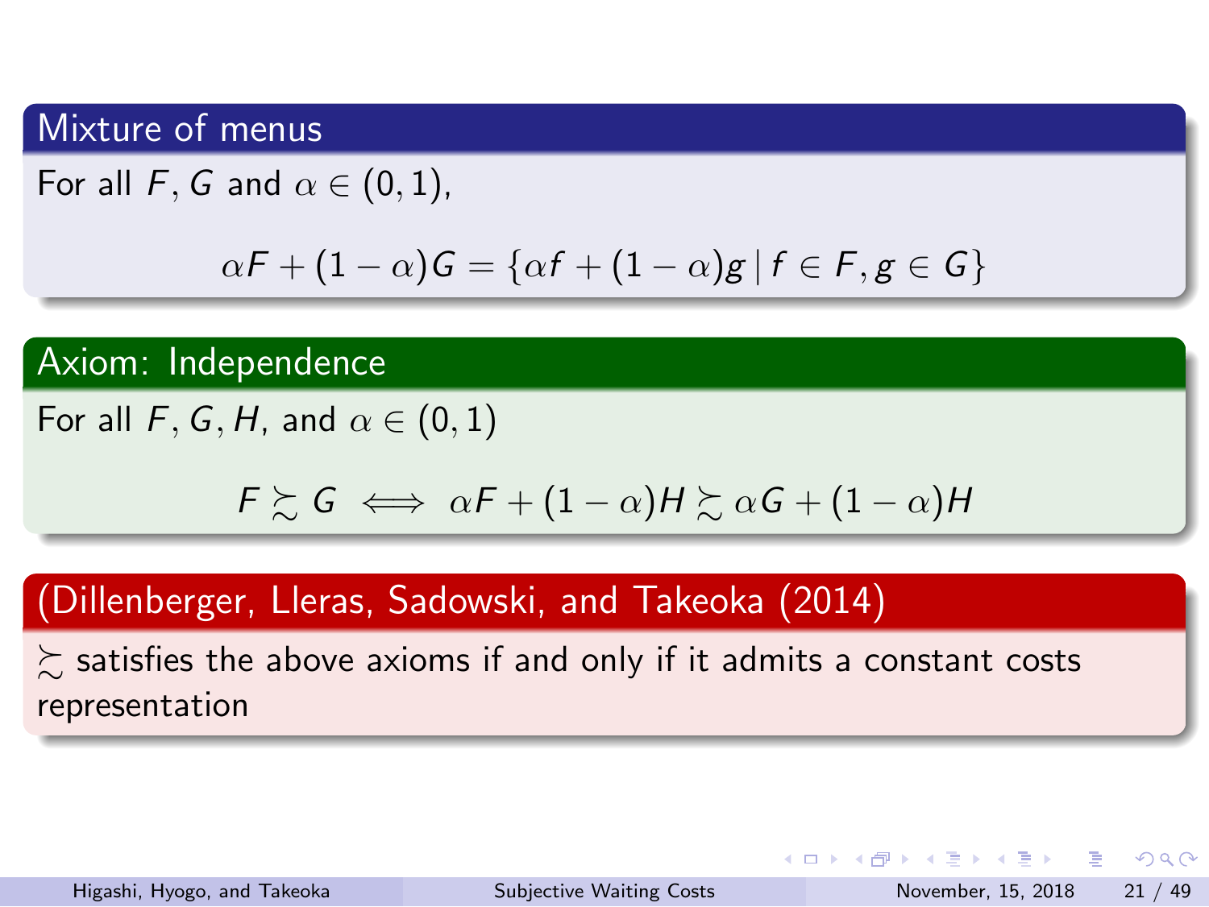### Mixture of menus

For all $F, G$ and $\alpha \in (0,1)$,

$$\alpha F + (1-\alpha)G = \{\alpha f + (1-\alpha)g \mid f \in F, g \in G\}$$

### Axiom: Independence

For all $F, G, H$, and $\alpha \in (0,1)$

$$F \succsim G \iff \alpha F + (1-\alpha)H \succsim \alpha G + (1-\alpha)H$$

### (Dillenberger, Lleras, Sadowski, and Takeoka (2014)

$\succsim$ satisfies the above axioms if and only if it admits a constant costs representation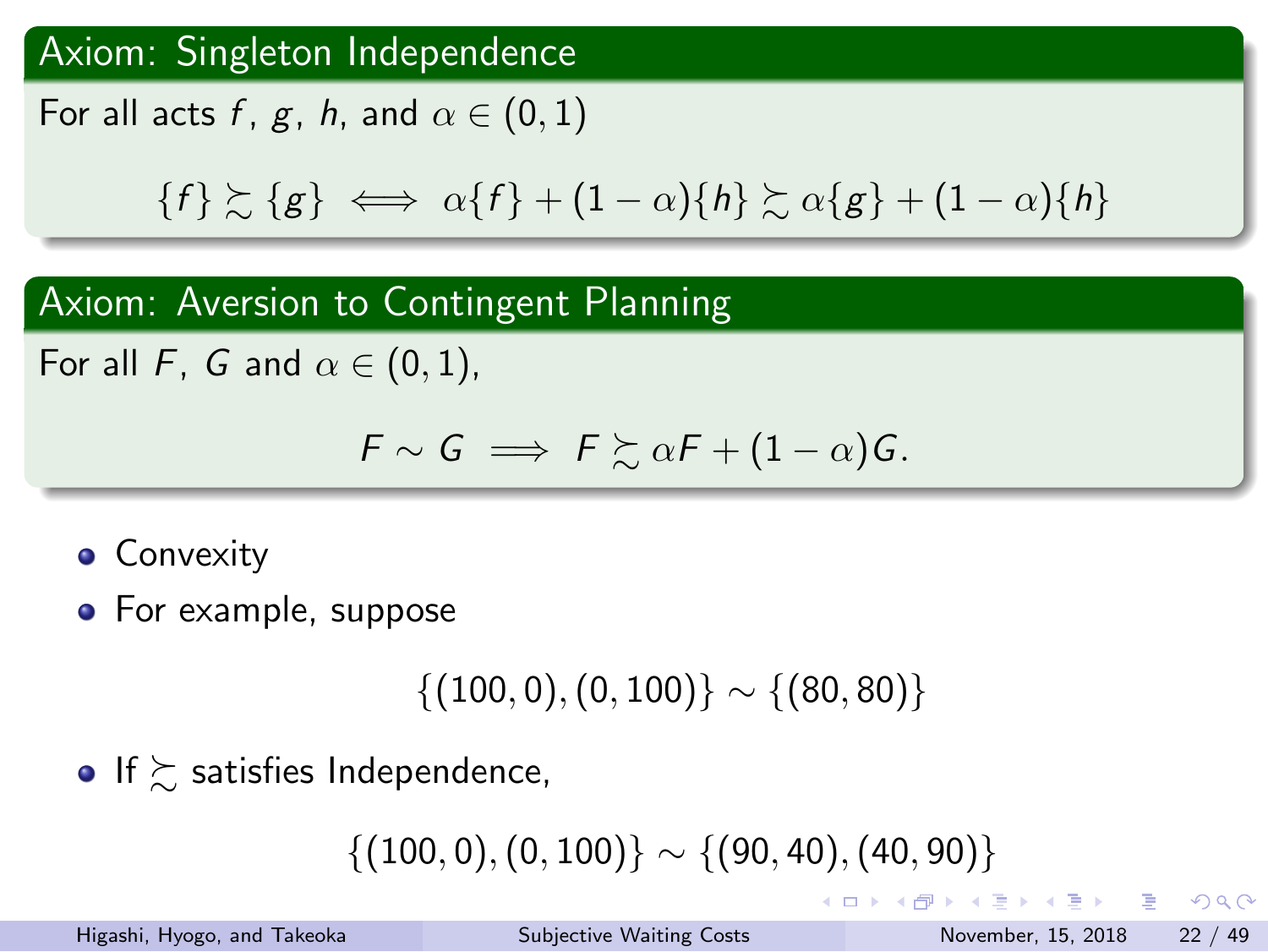**Axiom: Singleton Independence**

For all acts $f$, $g$, $h$, and $\alpha \in (0,1)$

$$\{f\} \succsim \{g\} \iff \alpha\{f\} + (1-\alpha)\{h\} \succsim \alpha\{g\} + (1-\alpha)\{h\}$$

**Axiom: Aversion to Contingent Planning**

For all $F$, $G$ and $\alpha \in (0,1)$,

$$F \sim G \implies F \succsim \alpha F + (1-\alpha) G.$$

- Convexity
- For example, suppose

$$\{(100,0),(0,100)\} \sim \{(80,80)\}$$

- If $\succsim$ satisfies Independence,

$$\{(100,0),(0,100)\} \sim \{(90,40),(40,90)\}$$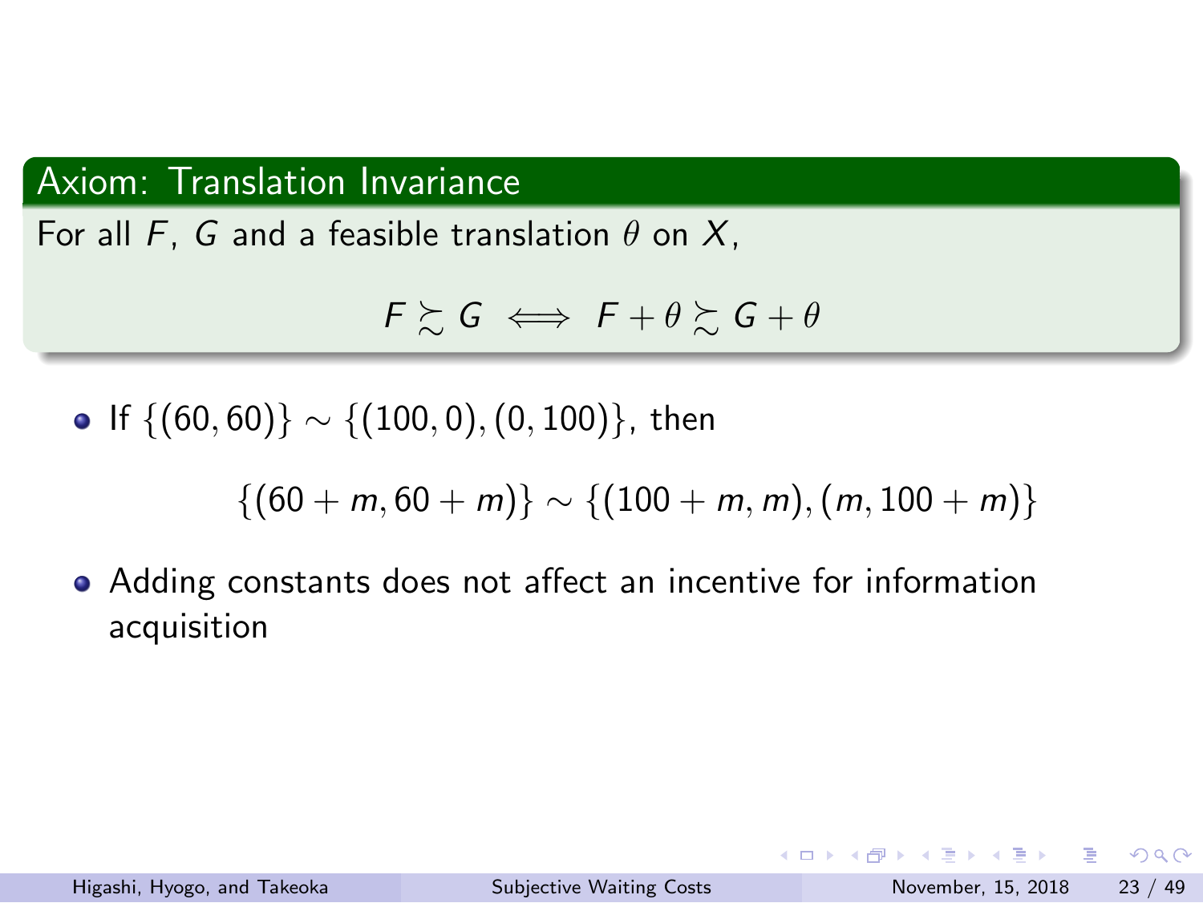### Axiom: Translation Invariance

For all $F$, $G$ and a feasible translation $\theta$ on $X$,

$$F \succsim G \iff F + \theta \succsim G + \theta$$

- If $\{(60, 60)\} \sim \{(100, 0), (0, 100)\}$, then

$$\{(60 + m, 60 + m)\} \sim \{(100 + m, m), (m, 100 + m)\}$$

- Adding constants does not affect an incentive for information acquisition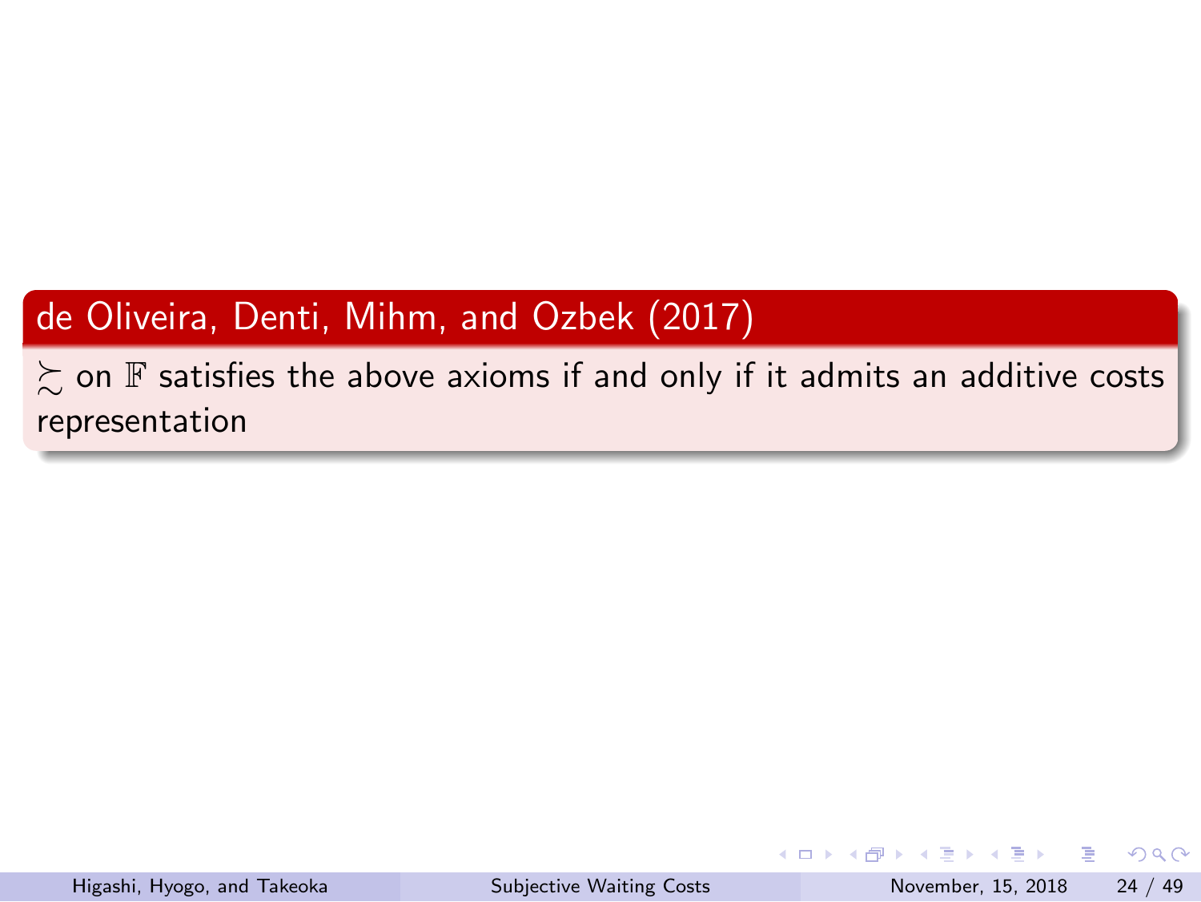**de Oliveira, Denti, Mihm, and Ozbek (2017)**

$\succsim$ on $\mathbb{F}$ satisfies the above axioms if and only if it admits an additive costs representation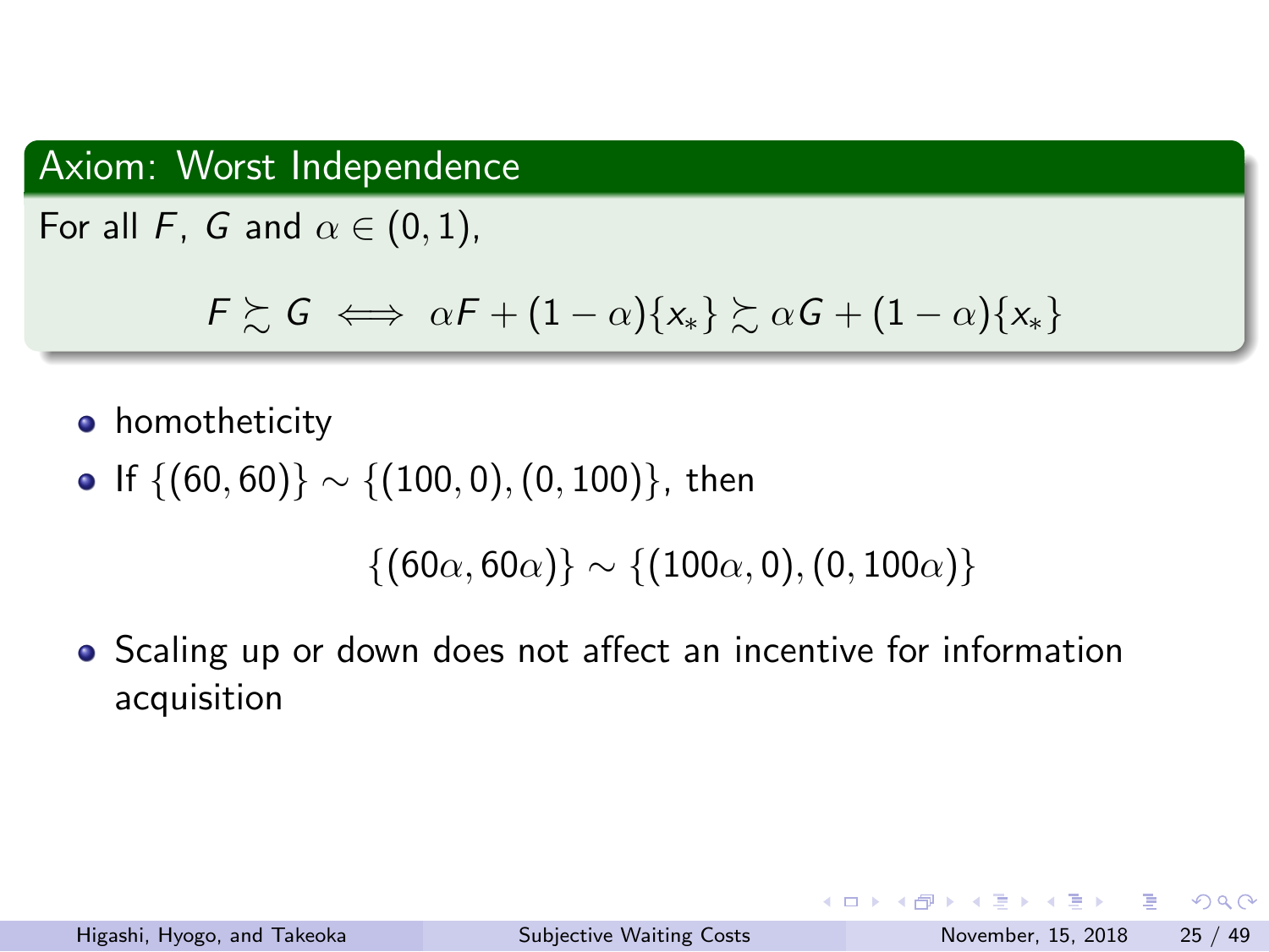**Axiom: Worst Independence**

For all $F$, $G$ and $\alpha \in (0,1)$,

$$F \succsim G \iff \alpha F + (1-\alpha)\{x_*\} \succsim \alpha G + (1-\alpha)\{x_*\}$$

- homotheticity
- If $\{(60,60)\} \sim \{(100,0),(0,100)\}$, then

$$\{(60\alpha, 60\alpha)\} \sim \{(100\alpha, 0), (0, 100\alpha)\}$$

- Scaling up or down does not affect an incentive for information acquisition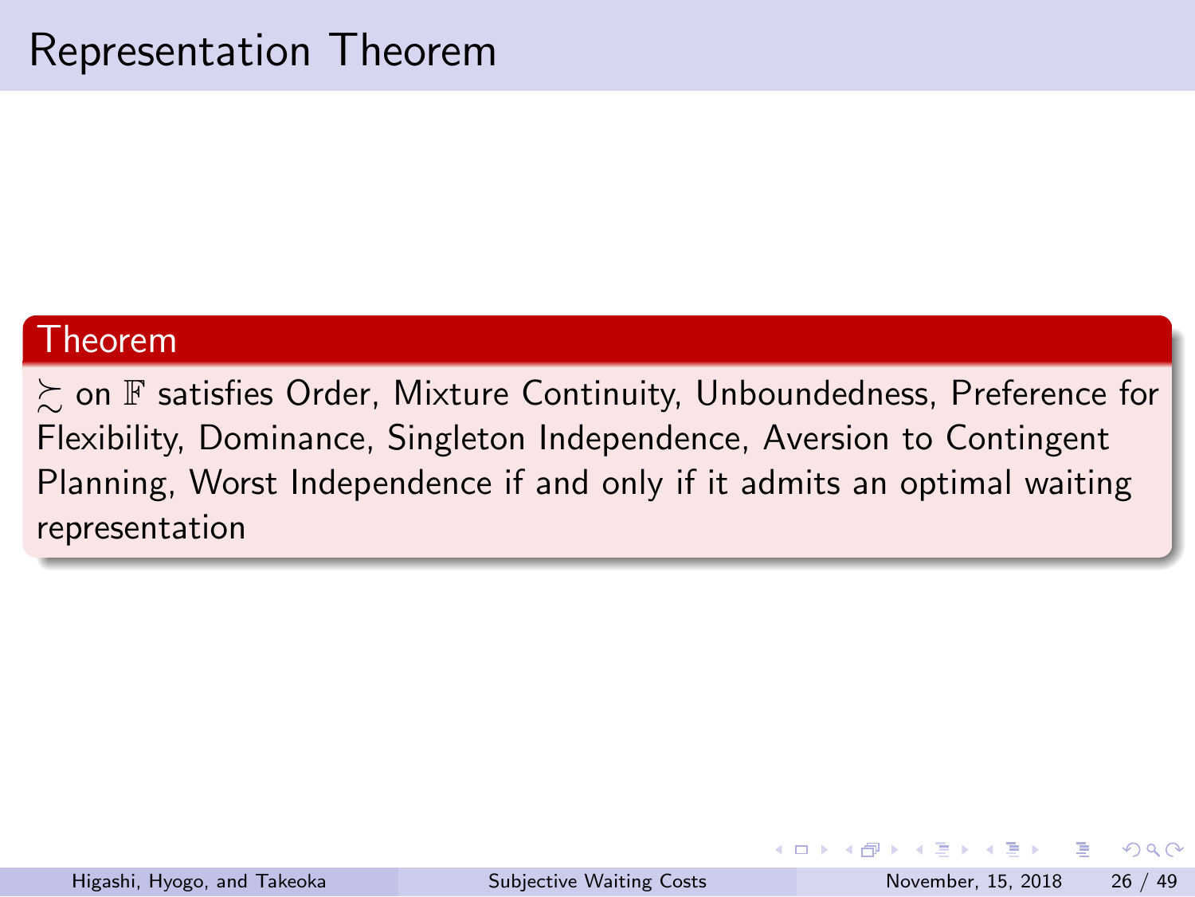# Representation Theorem

**Theorem**

$\succsim$ on $\mathbb{F}$ satisfies Order, Mixture Continuity, Unboundedness, Preference for Flexibility, Dominance, Singleton Independence, Aversion to Contingent Planning, Worst Independence if and only if it admits an optimal waiting representation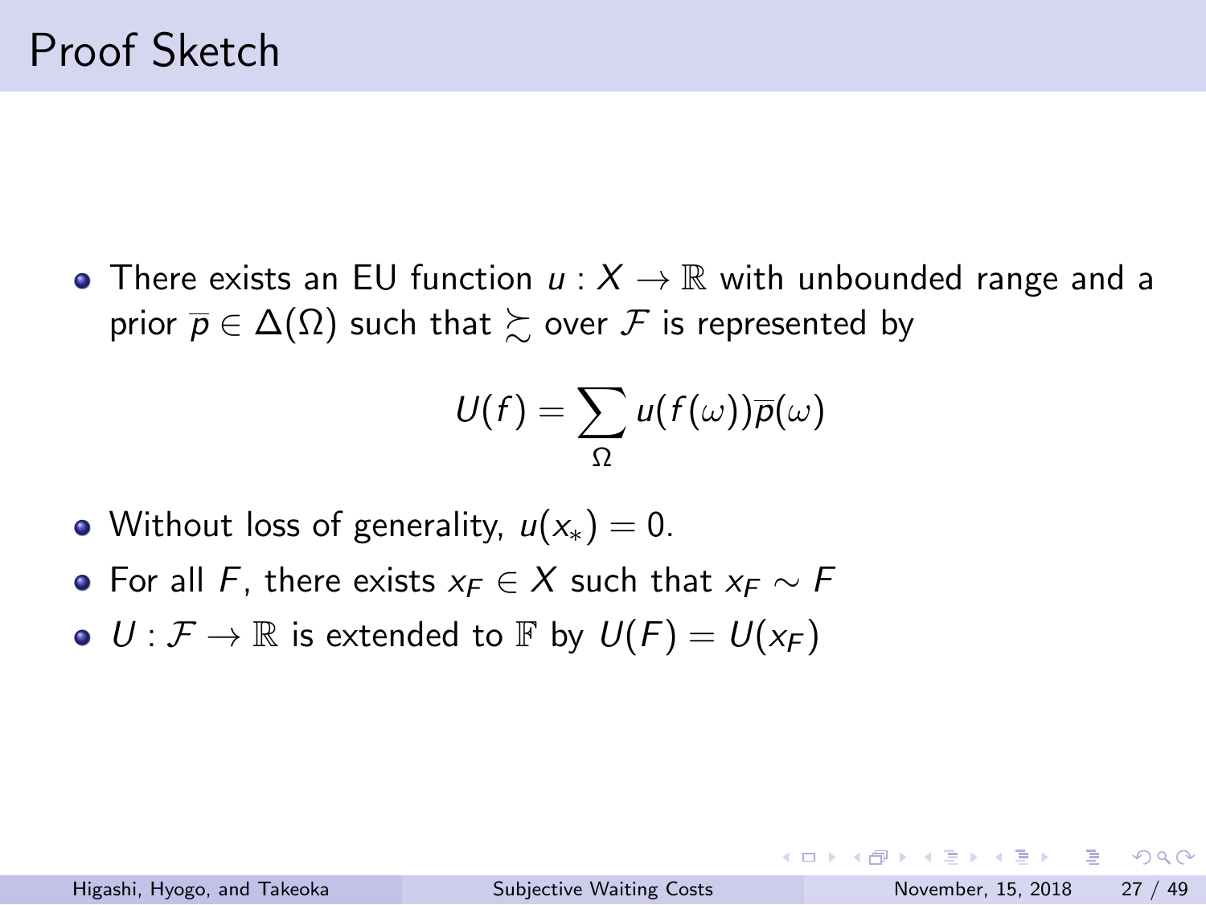# Proof Sketch

- There exists an EU function $u : X \to \mathbb{R}$ with unbounded range and a prior $\overline{p} \in \Delta(\Omega)$ such that $\succsim$ over $\mathcal{F}$ is represented by

$$U(f) = \sum_{\Omega} u(f(\omega))\overline{p}(\omega)$$

- Without loss of generality, $u(x_*) = 0$.
- For all $F$, there exists $x_F \in X$ such that $x_F \sim F$
- $U : \mathcal{F} \to \mathbb{R}$ is extended to $\mathbb{F}$ by $U(F) = U(x_F)$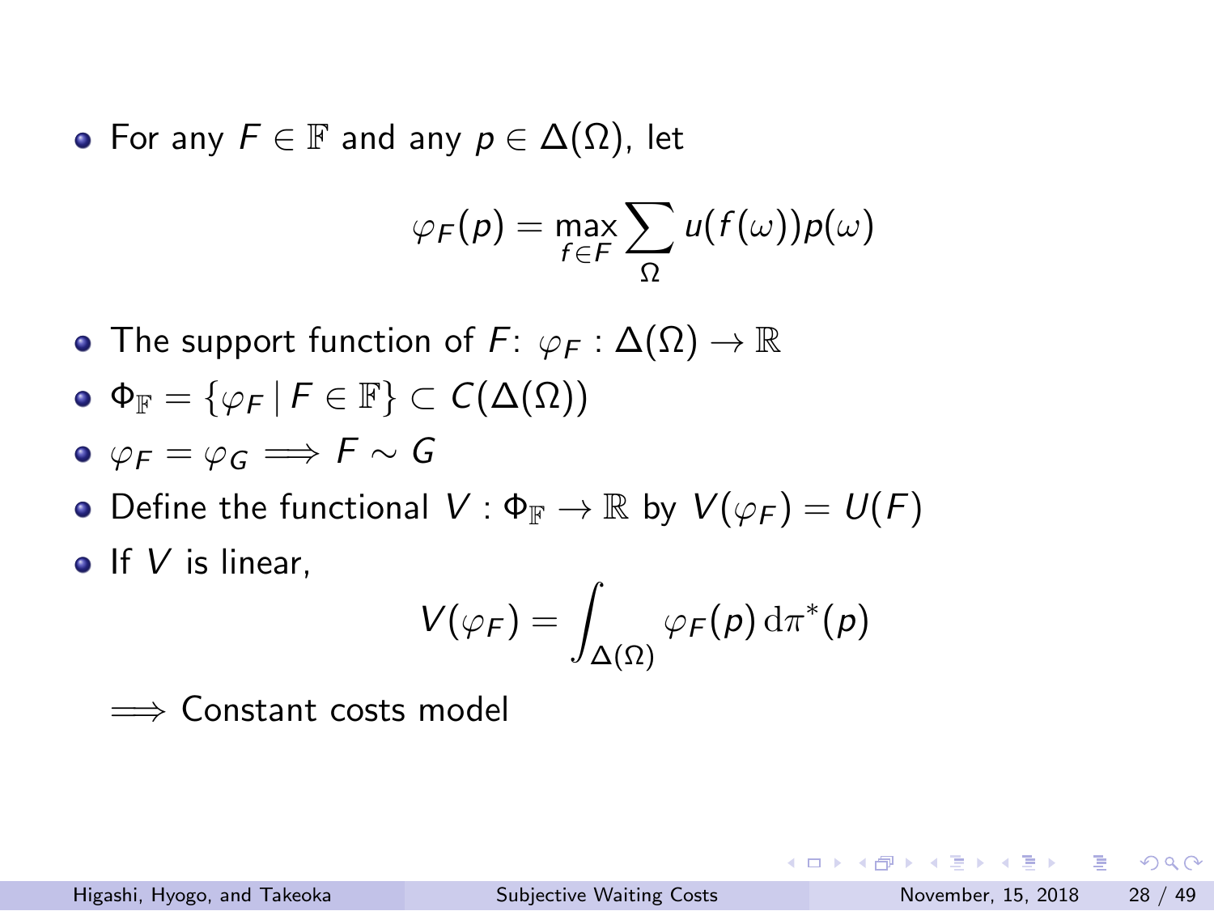- For any $F \in \mathbb{F}$ and any $p \in \Delta(\Omega)$, let

$$\varphi_F(p) = \max_{f \in F} \sum_{\Omega} u(f(\omega))p(\omega)$$

- The support function of $F$: $\varphi_F : \Delta(\Omega) \to \mathbb{R}$
- $\Phi_{\mathbb{F}} = \{\varphi_F \,|\, F \in \mathbb{F}\} \subset C(\Delta(\Omega))$
- $\varphi_F = \varphi_G \implies F \sim G$
- Define the functional $V : \Phi_{\mathbb{F}} \to \mathbb{R}$ by $V(\varphi_F) = U(F)$
- If $V$ is linear,

$$V(\varphi_F) = \int_{\Delta(\Omega)} \varphi_F(p) \, \mathrm{d}\pi^*(p)$$

$\implies$ Constant costs model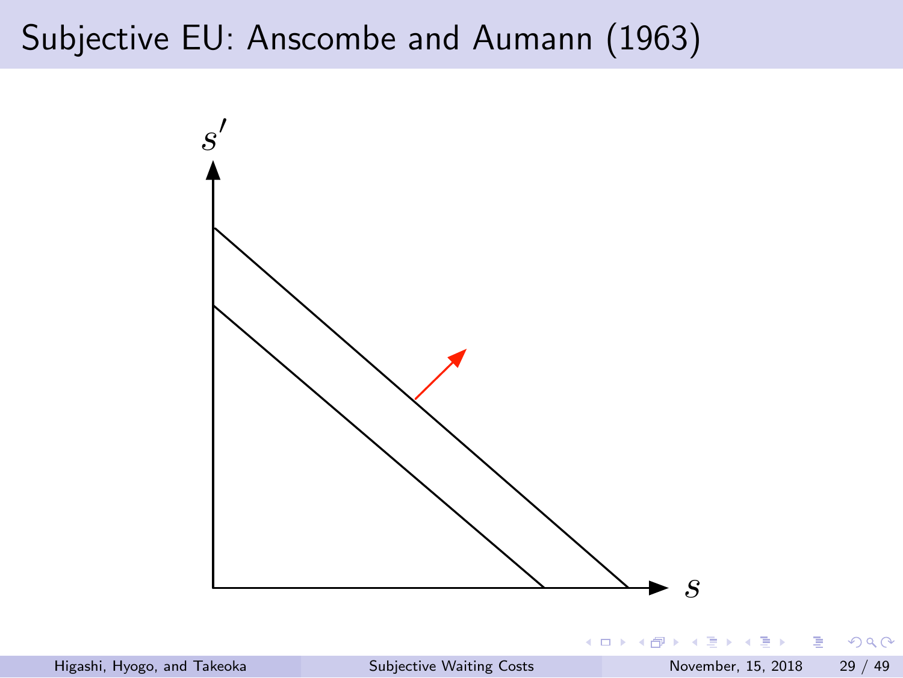# Subjective EU: Anscombe and Aumann (1963)

$s'$

$s$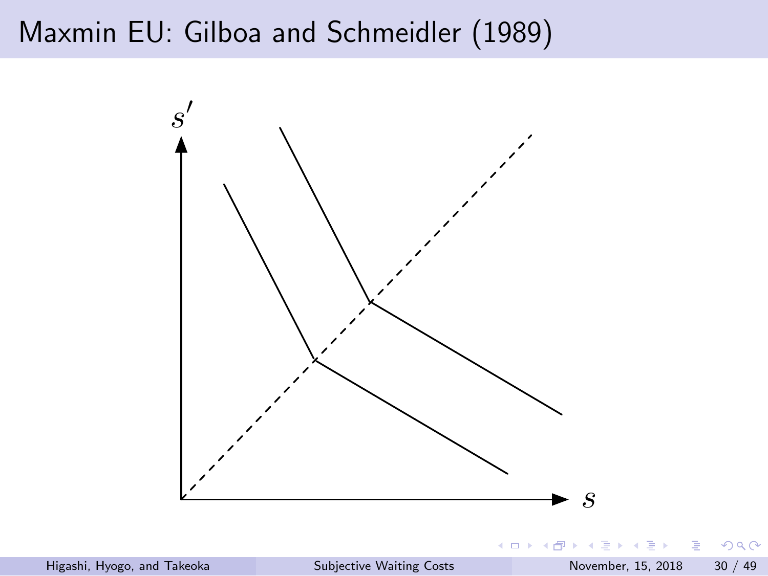# Maxmin EU: Gilboa and Schmeidler (1989)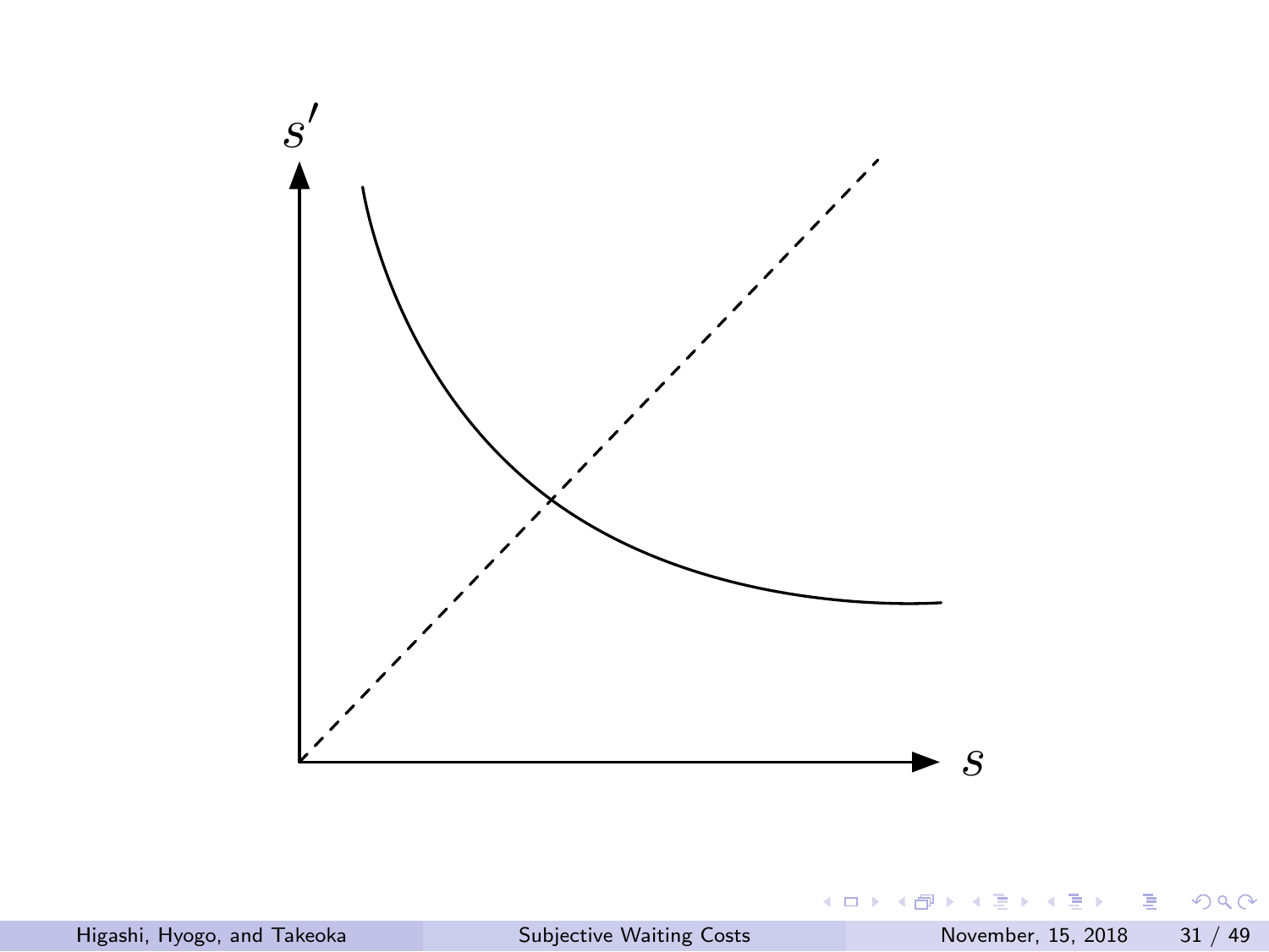$s'$

$s$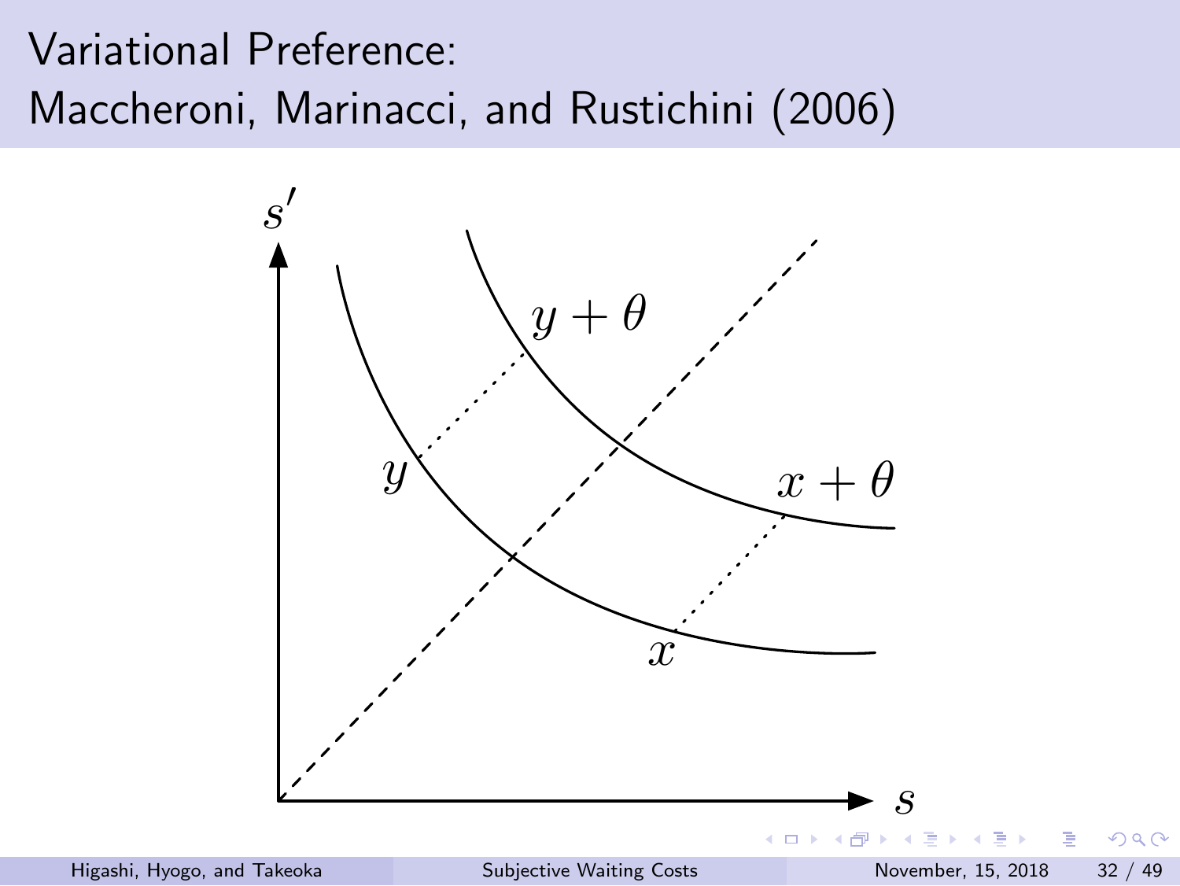# Variational Preference: Maccheroni, Marinacci, and Rustichini (2006)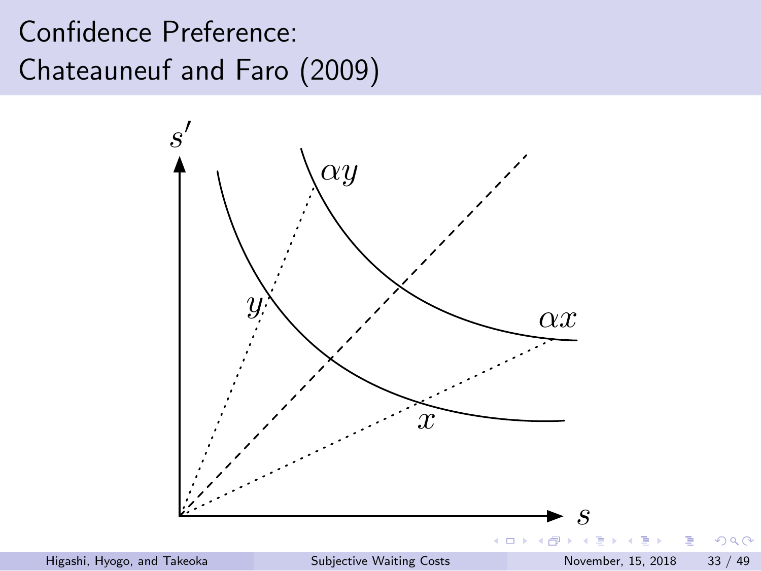# Confidence Preference: Chateauneuf and Faro (2009)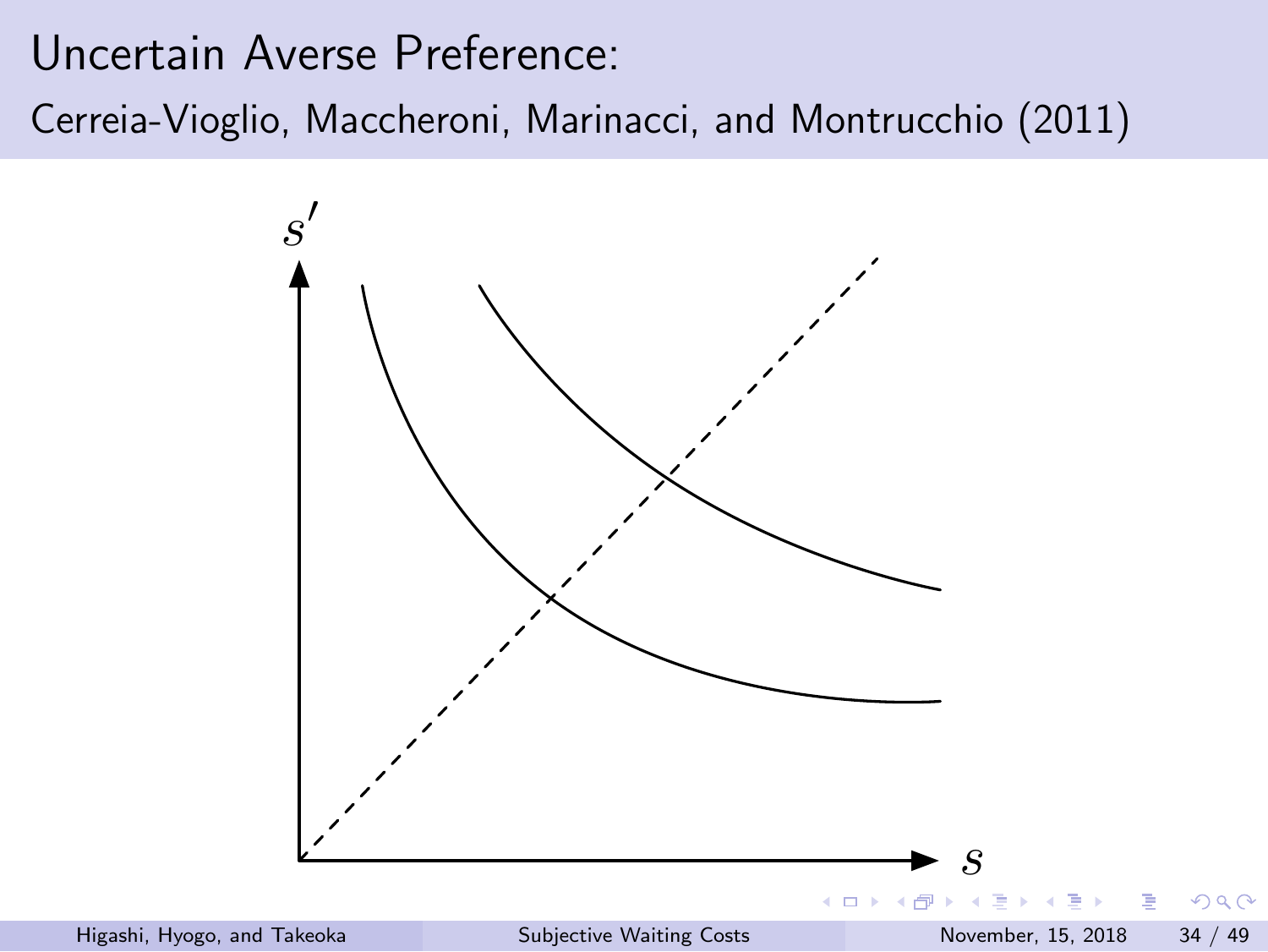# Uncertain Averse Preference:

## Cerreia-Vioglio, Maccheroni, Marinacci, and Montrucchio (2011)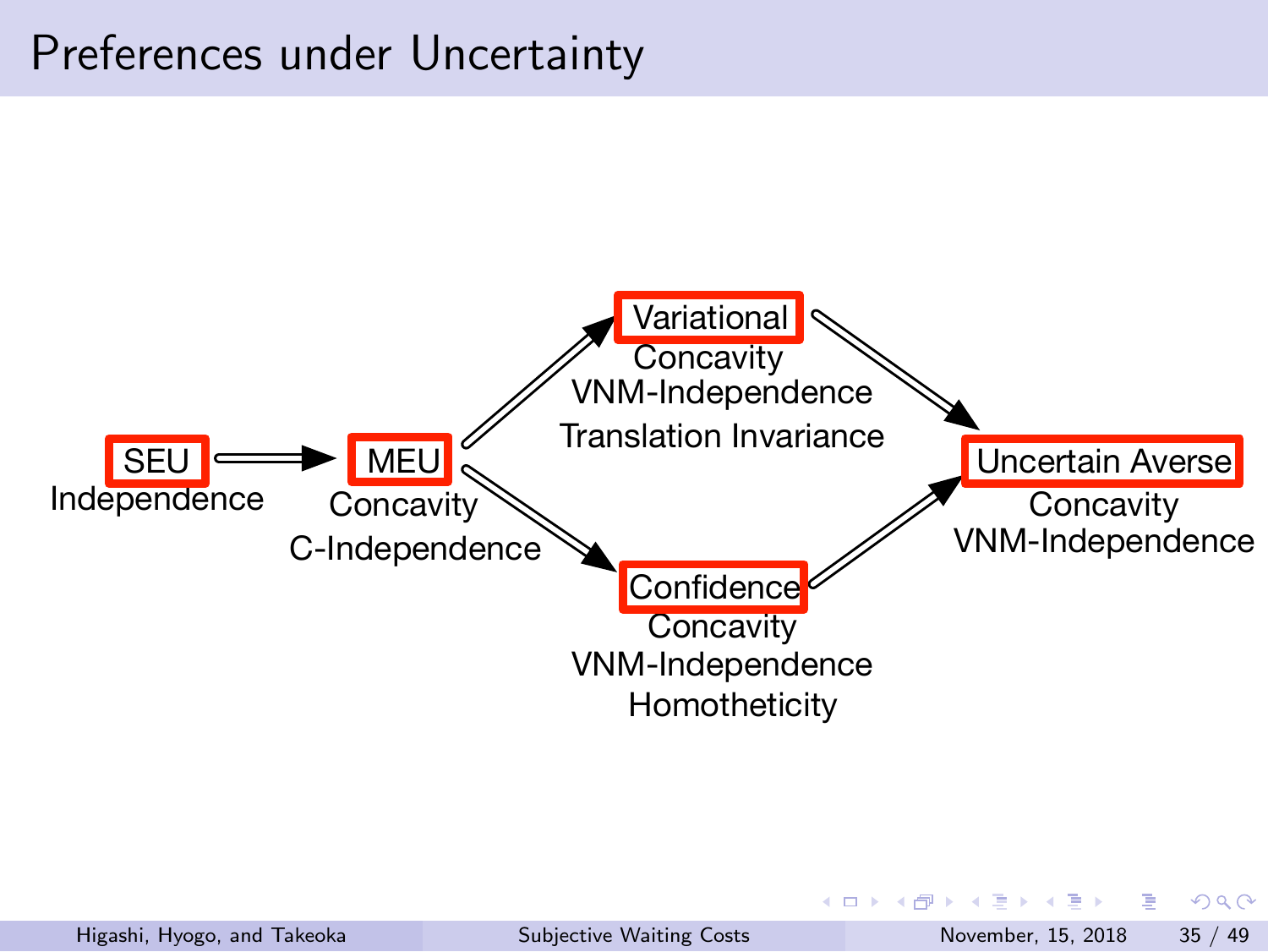# Preferences under Uncertainty

**SEU**
Independence

$\Longrightarrow$

**MEU**
Concavity
C-Independence

$\Longrightarrow$

**Variational**
Concavity
VNM-Independence
Translation Invariance

**Confidence**
Concavity
VNM-Independence
Homotheticity

$\Longrightarrow$

**Uncertain Averse**
Concavity
VNM-Independence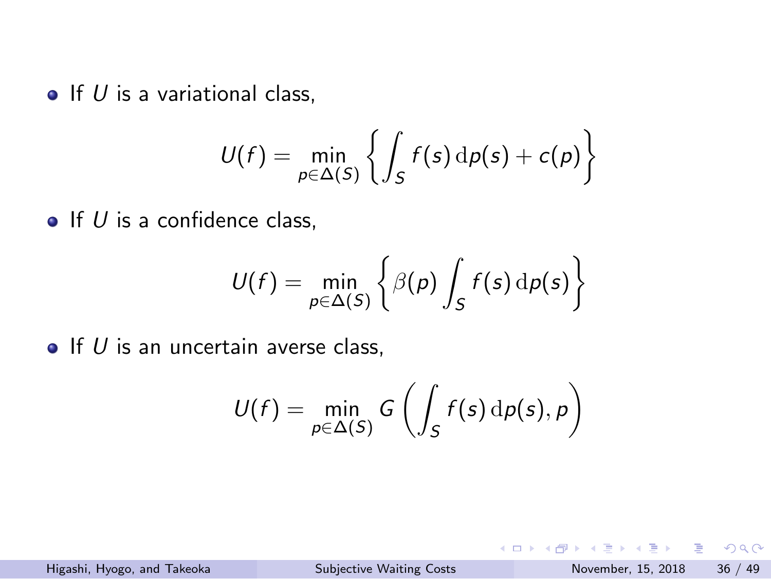- If $U$ is a variational class,

$$U(f) = \min_{p \in \Delta(S)} \left\{ \int_S f(s) \, \mathrm{d}p(s) + c(p) \right\}$$

- If $U$ is a confidence class,

$$U(f) = \min_{p \in \Delta(S)} \left\{ \beta(p) \int_S f(s) \, \mathrm{d}p(s) \right\}$$

- If $U$ is an uncertain averse class,

$$U(f) = \min_{p \in \Delta(S)} G \left( \int_S f(s) \, \mathrm{d}p(s), p \right)$$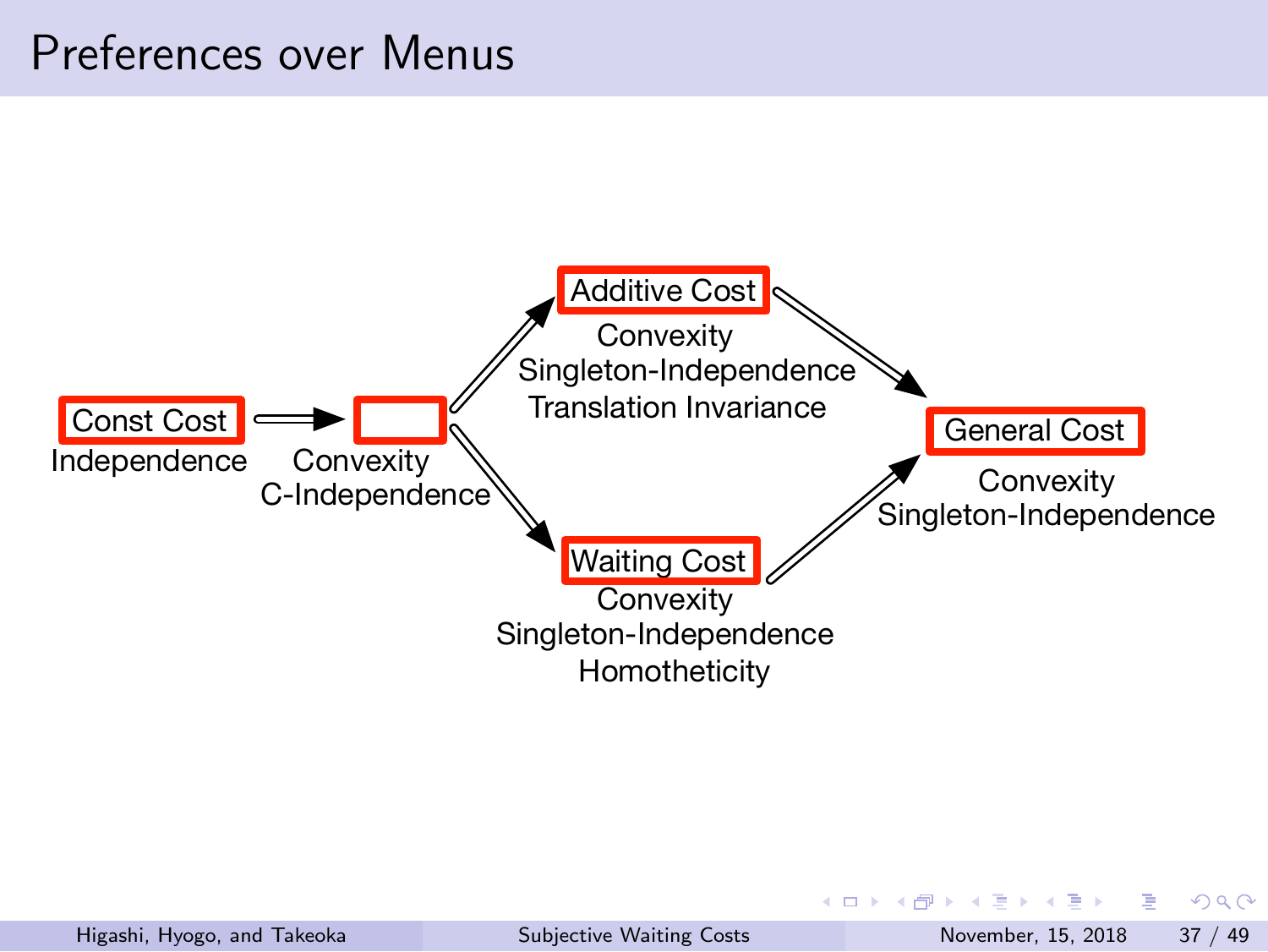# Preferences over Menus

- **Const Cost**: Independence
- **(blank)**: Convexity, C-Independence
- **Additive Cost**: Convexity, Singleton-Independence, Translation Invariance
- **Waiting Cost**: Convexity, Singleton-Independence, Homotheticity
- **General Cost**: Convexity, Singleton-Independence

Const Cost ⇒ (blank)

(blank) ⇒ Additive Cost

(blank) ⇒ Waiting Cost

Additive Cost ⇒ General Cost

Waiting Cost ⇒ General Cost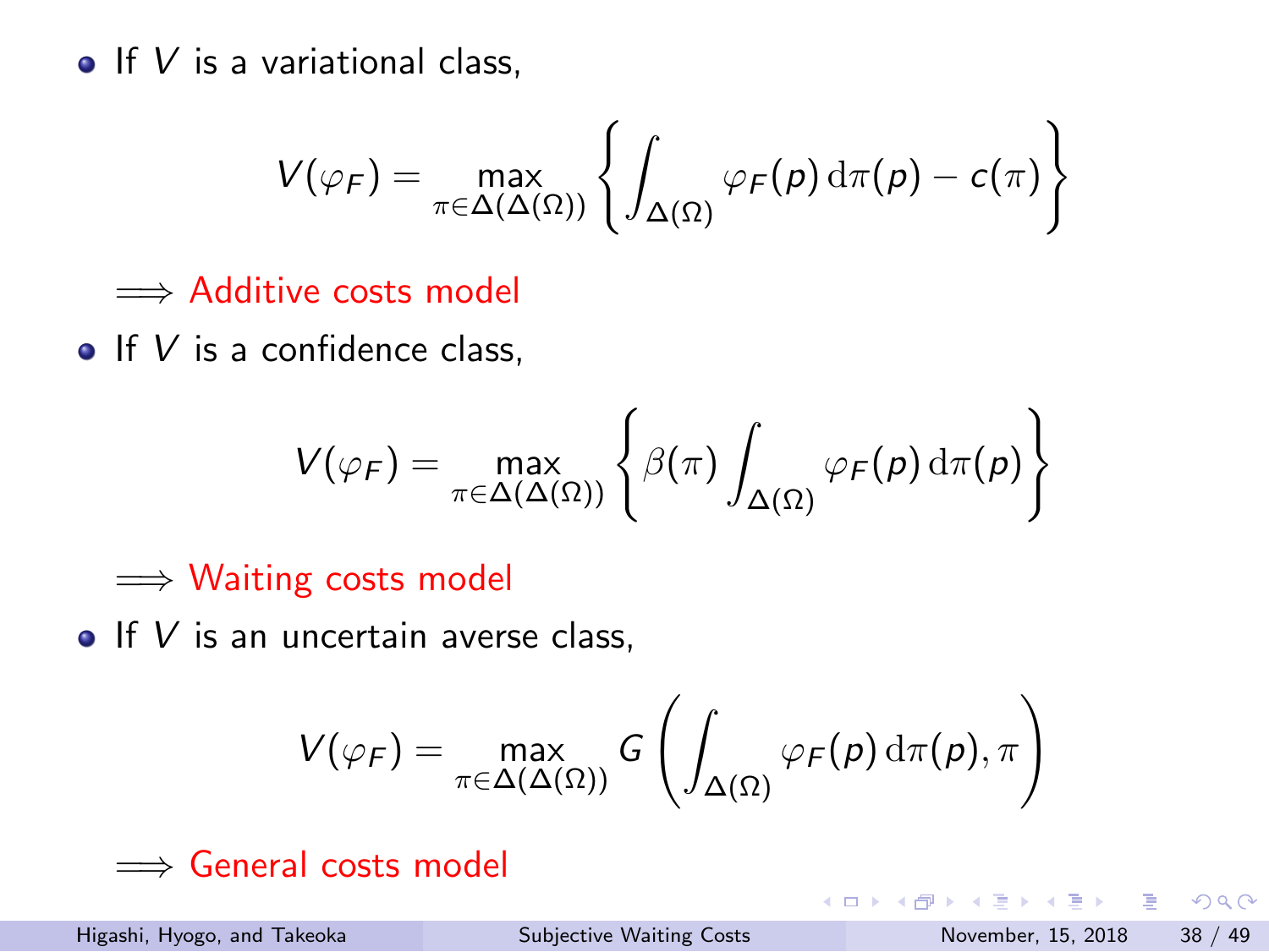- If $V$ is a variational class,

$$V(\varphi_F) = \max_{\pi \in \Delta(\Delta(\Omega))} \left\{ \int_{\Delta(\Omega)} \varphi_F(p) \, \mathrm{d}\pi(p) - c(\pi) \right\}$$

$\implies$ Additive costs model

- If $V$ is a confidence class,

$$V(\varphi_F) = \max_{\pi \in \Delta(\Delta(\Omega))} \left\{ \beta(\pi) \int_{\Delta(\Omega)} \varphi_F(p) \, \mathrm{d}\pi(p) \right\}$$

$\implies$ Waiting costs model

- If $V$ is an uncertain averse class,

$$V(\varphi_F) = \max_{\pi \in \Delta(\Delta(\Omega))} G\left( \int_{\Delta(\Omega)} \varphi_F(p) \, \mathrm{d}\pi(p), \pi \right)$$

$\implies$ General costs model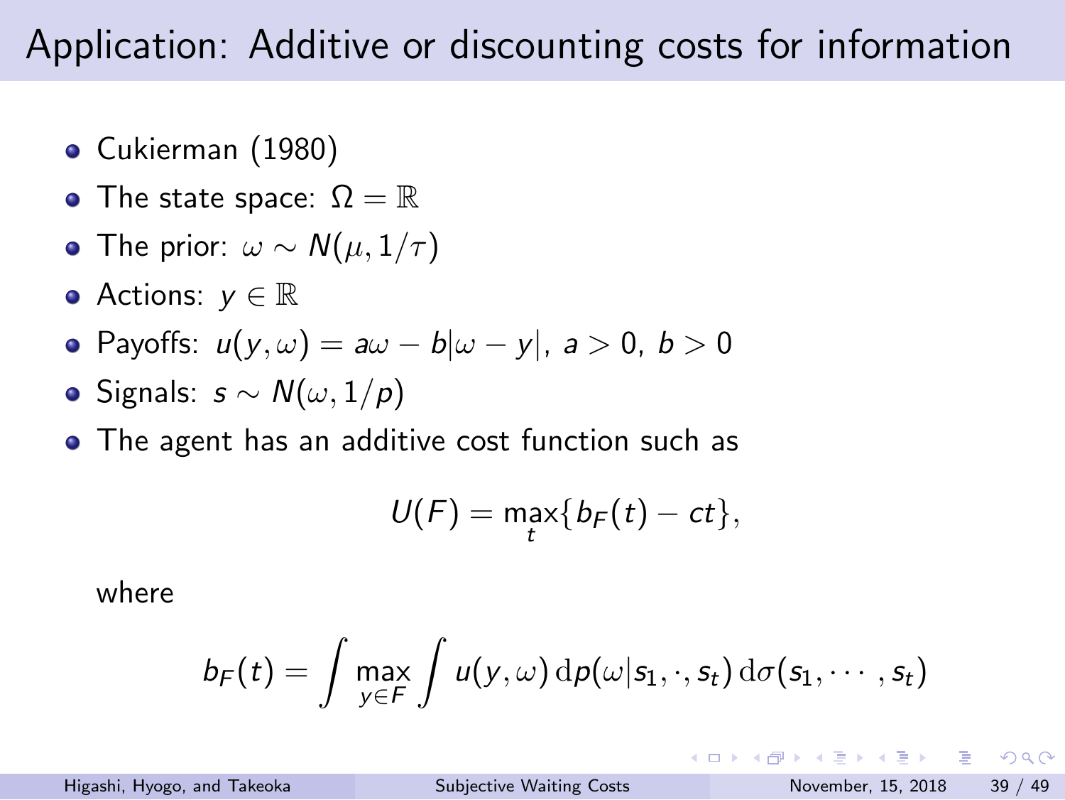# Application: Additive or discounting costs for information

- Cukierman (1980)
- The state space: $\Omega = \mathbb{R}$
- The prior: $\omega \sim N(\mu, 1/\tau)$
- Actions: $y \in \mathbb{R}$
- Payoffs: $u(y, \omega) = a\omega - b|\omega - y|$, $a > 0$, $b > 0$
- Signals: $s \sim N(\omega, 1/p)$
- The agent has an additive cost function such as

  $$U(F) = \max_t \{b_F(t) - ct\},$$

  where

  $$b_F(t) = \int \max_{y \in F} \int u(y, \omega) \, \mathrm{d}p(\omega | s_1, \cdot, s_t) \, \mathrm{d}\sigma(s_1, \cdots, s_t)$$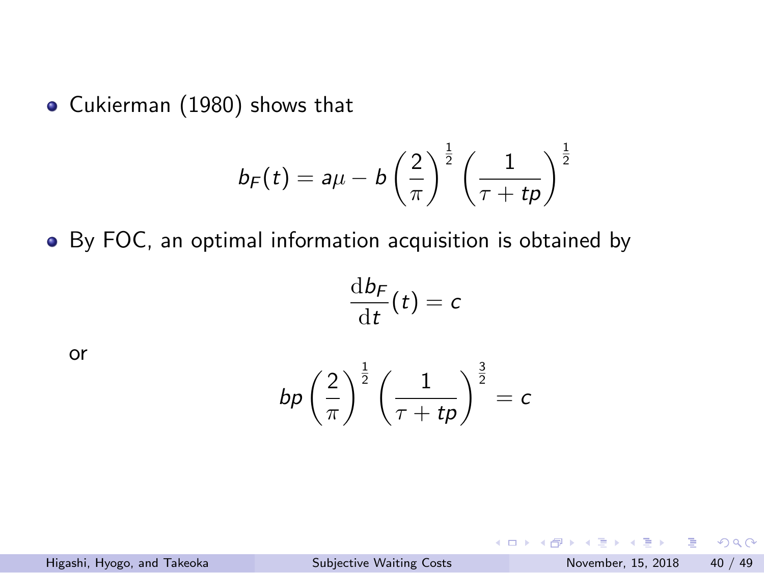- Cukierman (1980) shows that

$$b_F(t) = a\mu - b\left(\frac{2}{\pi}\right)^{\frac{1}{2}}\left(\frac{1}{\tau + tp}\right)^{\frac{1}{2}}$$

- By FOC, an optimal information acquisition is obtained by

$$\frac{\mathrm{d}b_F}{\mathrm{d}t}(t) = c$$

or

$$bp\left(\frac{2}{\pi}\right)^{\frac{1}{2}}\left(\frac{1}{\tau + tp}\right)^{\frac{3}{2}} = c$$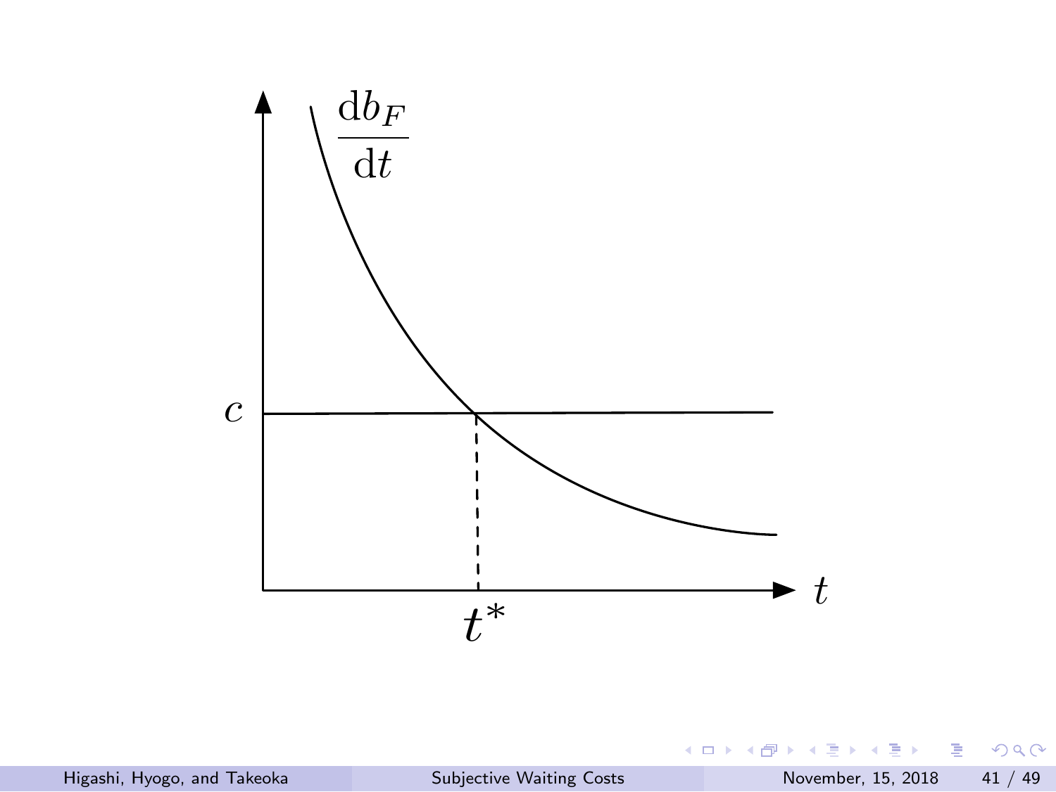$\frac{\mathrm{d}b_F}{\mathrm{d}t}$

$c$

$t^*$

$t$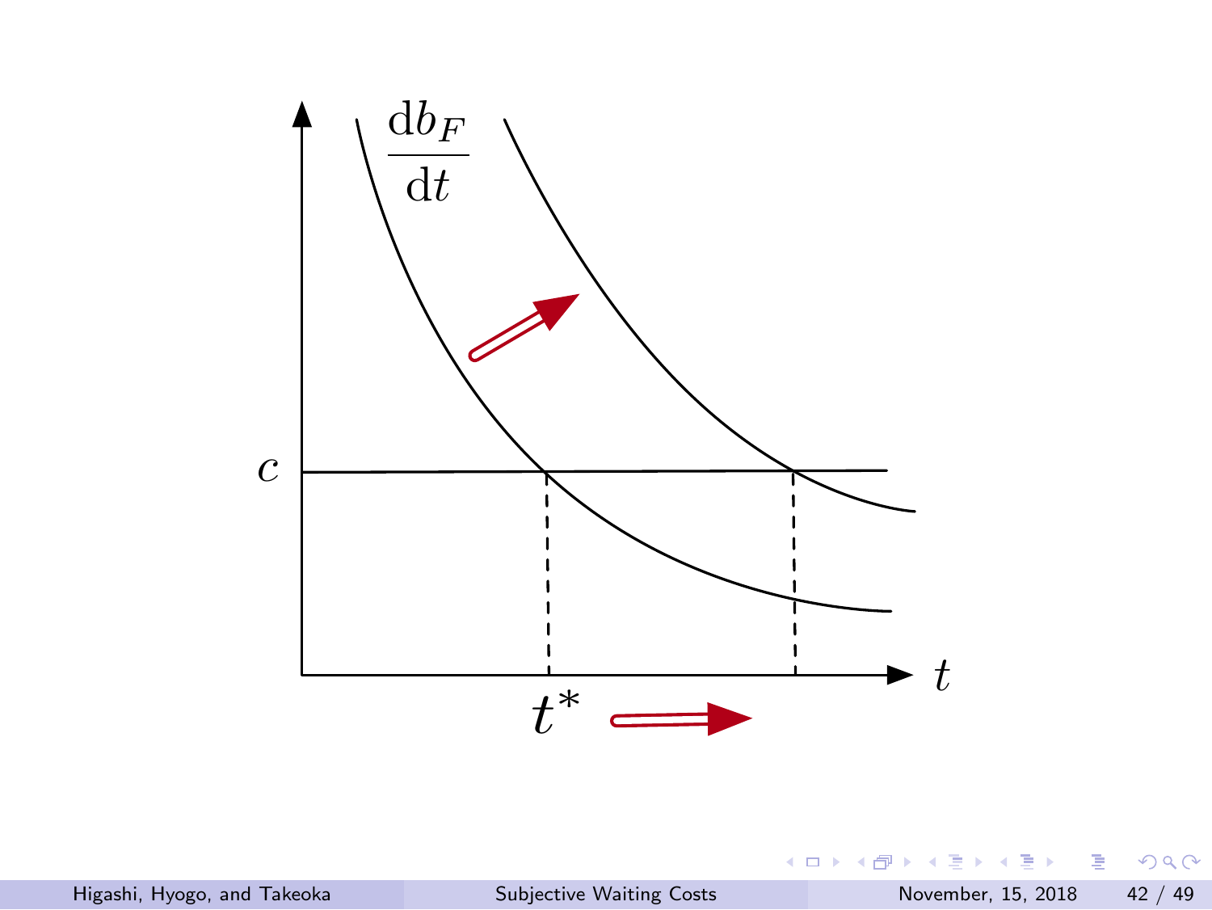$$\frac{\mathrm{d}b_F}{\mathrm{d}t}$$

$c$

$t^*$

$t$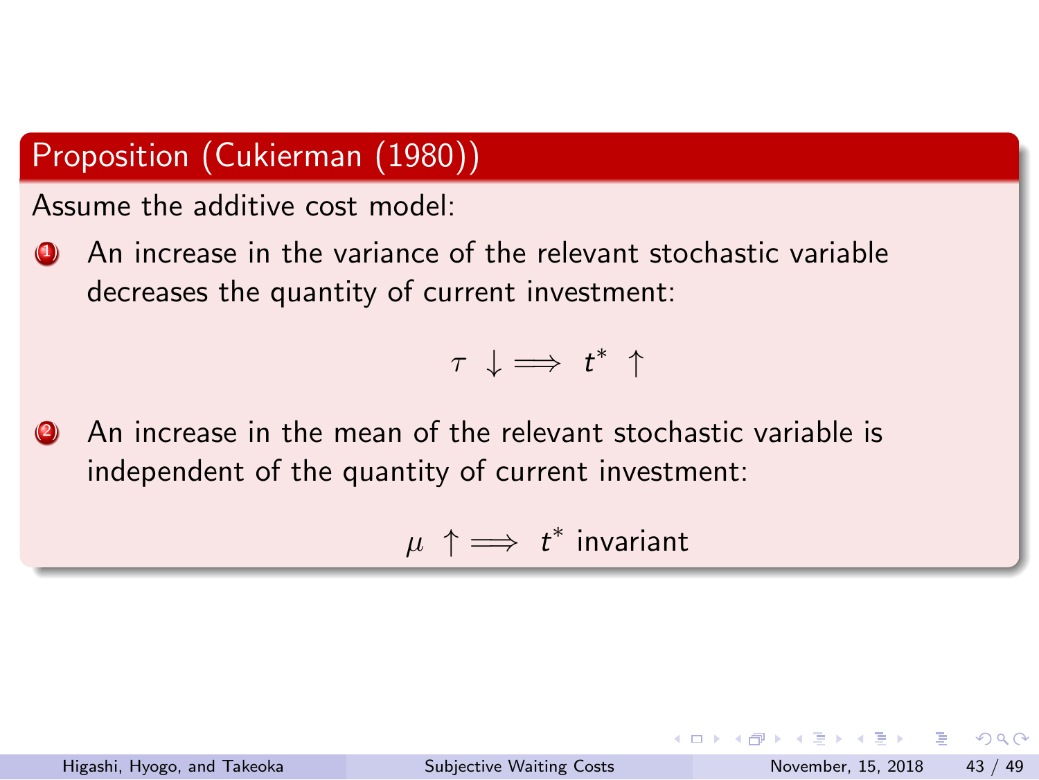## Proposition (Cukierman (1980))

Assume the additive cost model:

1. An increase in the variance of the relevant stochastic variable decreases the quantity of current investment:

$$\tau \downarrow \Longrightarrow t^* \uparrow$$

2. An increase in the mean of the relevant stochastic variable is independent of the quantity of current investment:

$$\mu \uparrow \Longrightarrow t^* \text{ invariant}$$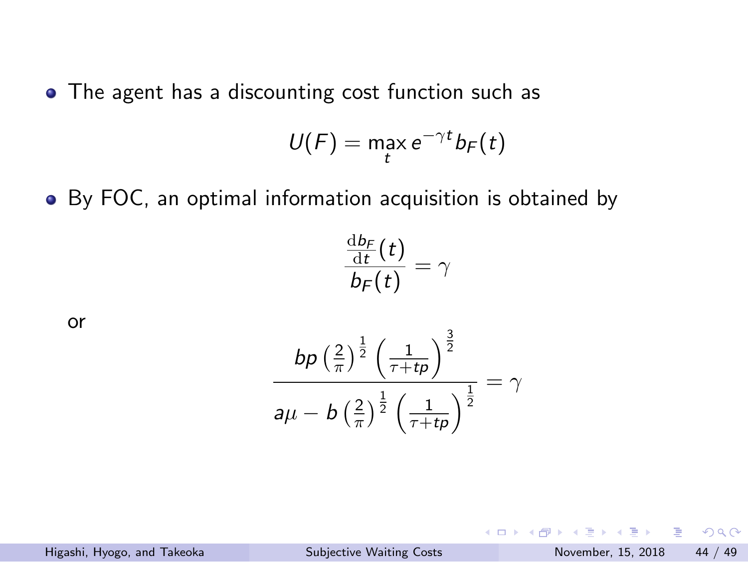- The agent has a discounting cost function such as

$$U(F) = \max_t e^{-\gamma t} b_F(t)$$

- By FOC, an optimal information acquisition is obtained by

$$\frac{\frac{\mathrm{d}b_F}{\mathrm{d}t}(t)}{b_F(t)} = \gamma$$

or

$$\frac{bp\left(\frac{2}{\pi}\right)^{\frac{1}{2}}\left(\frac{1}{\tau+tp}\right)^{\frac{3}{2}}}{a\mu - b\left(\frac{2}{\pi}\right)^{\frac{1}{2}}\left(\frac{1}{\tau+tp}\right)^{\frac{1}{2}}} = \gamma$$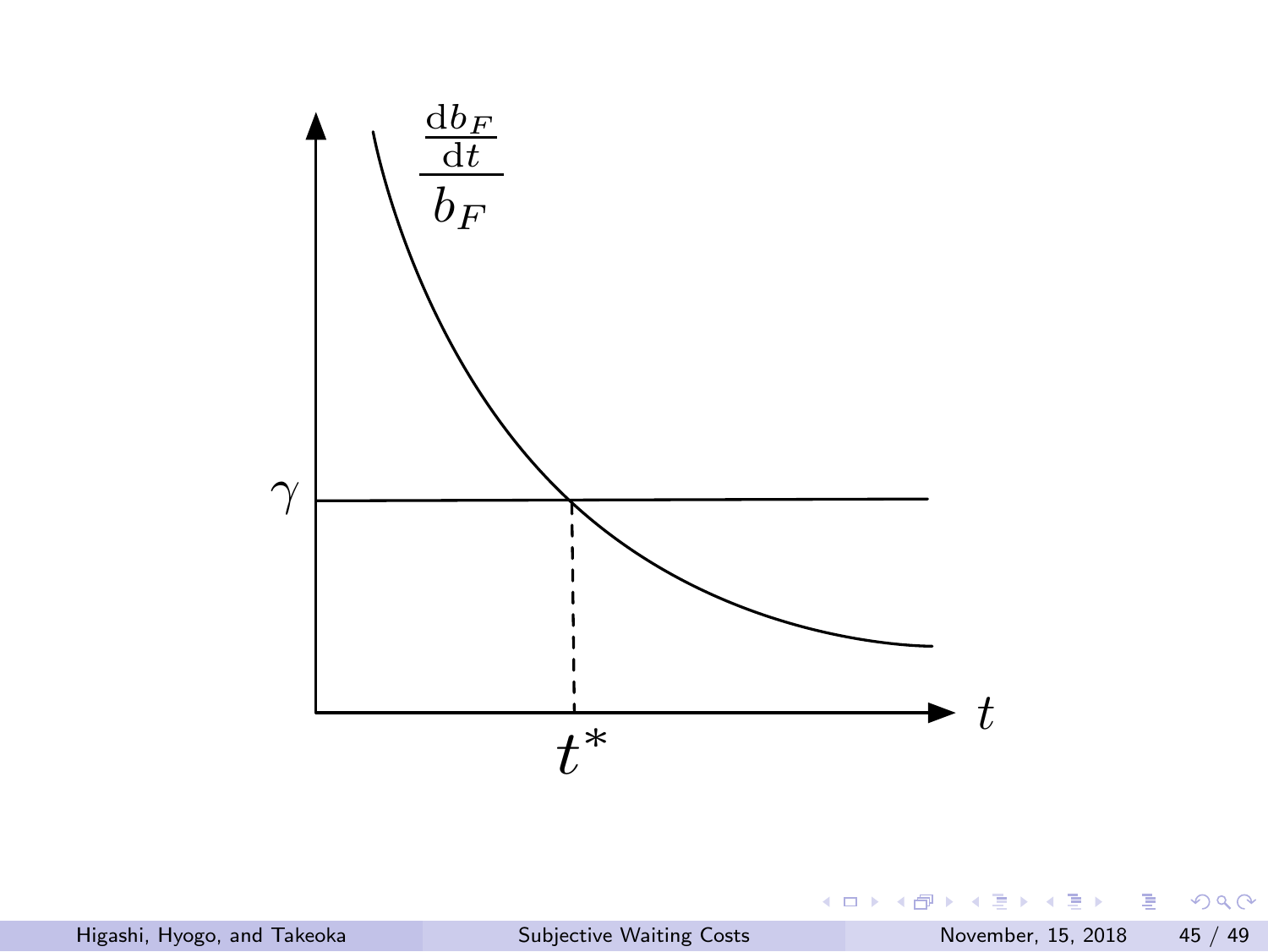$$\frac{\frac{\mathrm{d}b_F}{\mathrm{d}t}}{b_F}$$

$\gamma$

$t^*$

$t$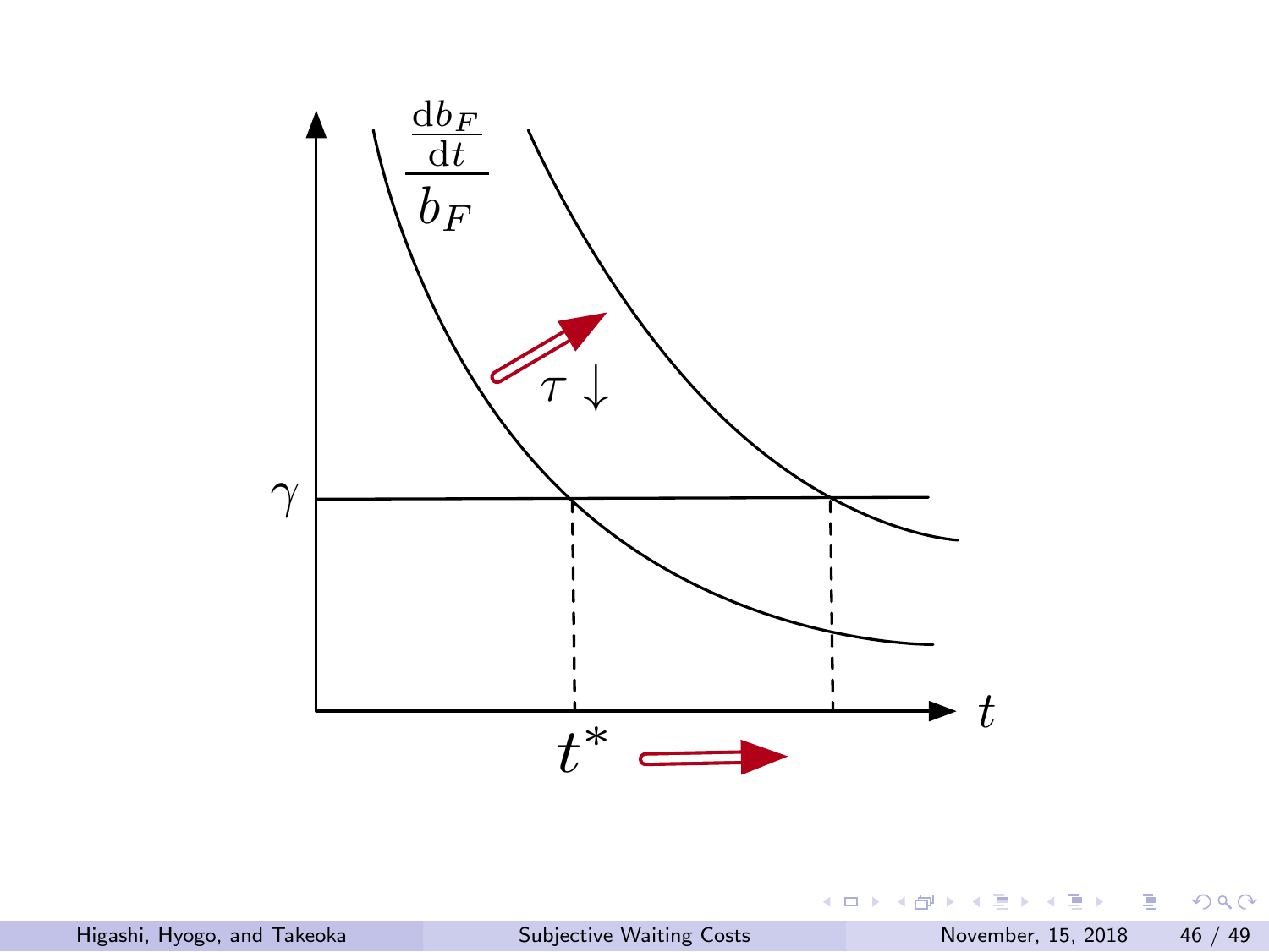$$\frac{\frac{\mathrm{d}b_F}{\mathrm{d}t}}{b_F}$$

$\tau \downarrow$

$\gamma$

$t^*$

$t$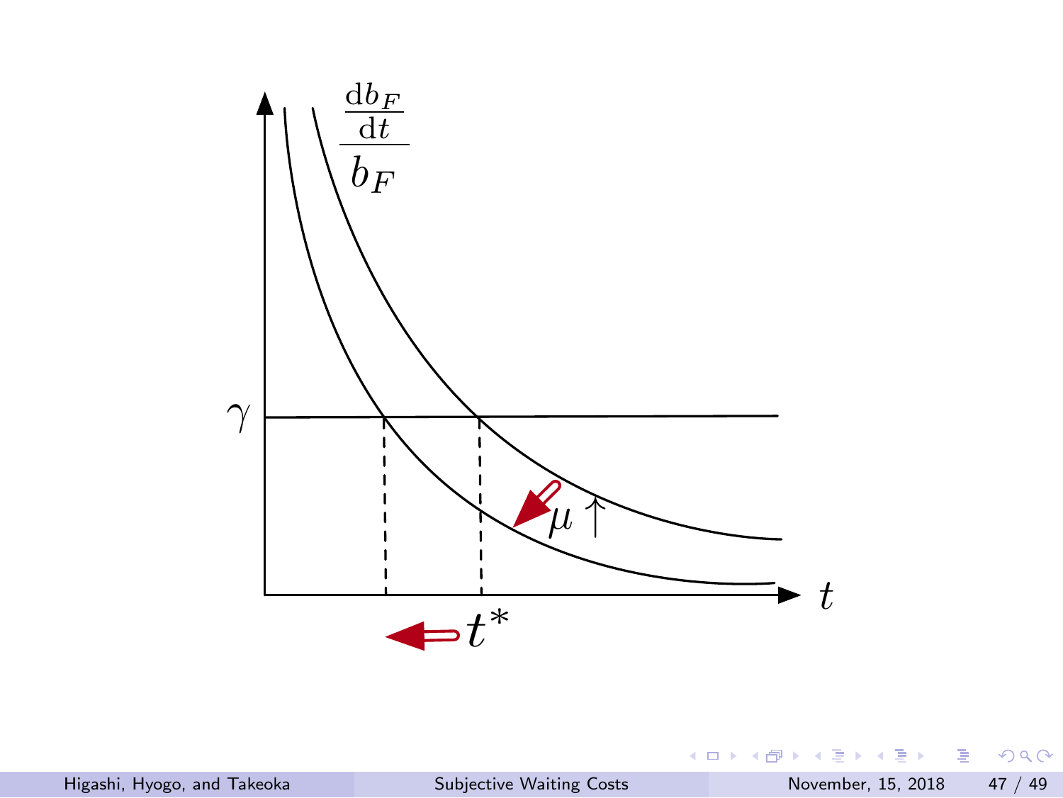$$\frac{\frac{\mathrm{d}b_F}{\mathrm{d}t}}{b_F}$$

$\gamma$

$\mu \uparrow$

$t^*$

$t$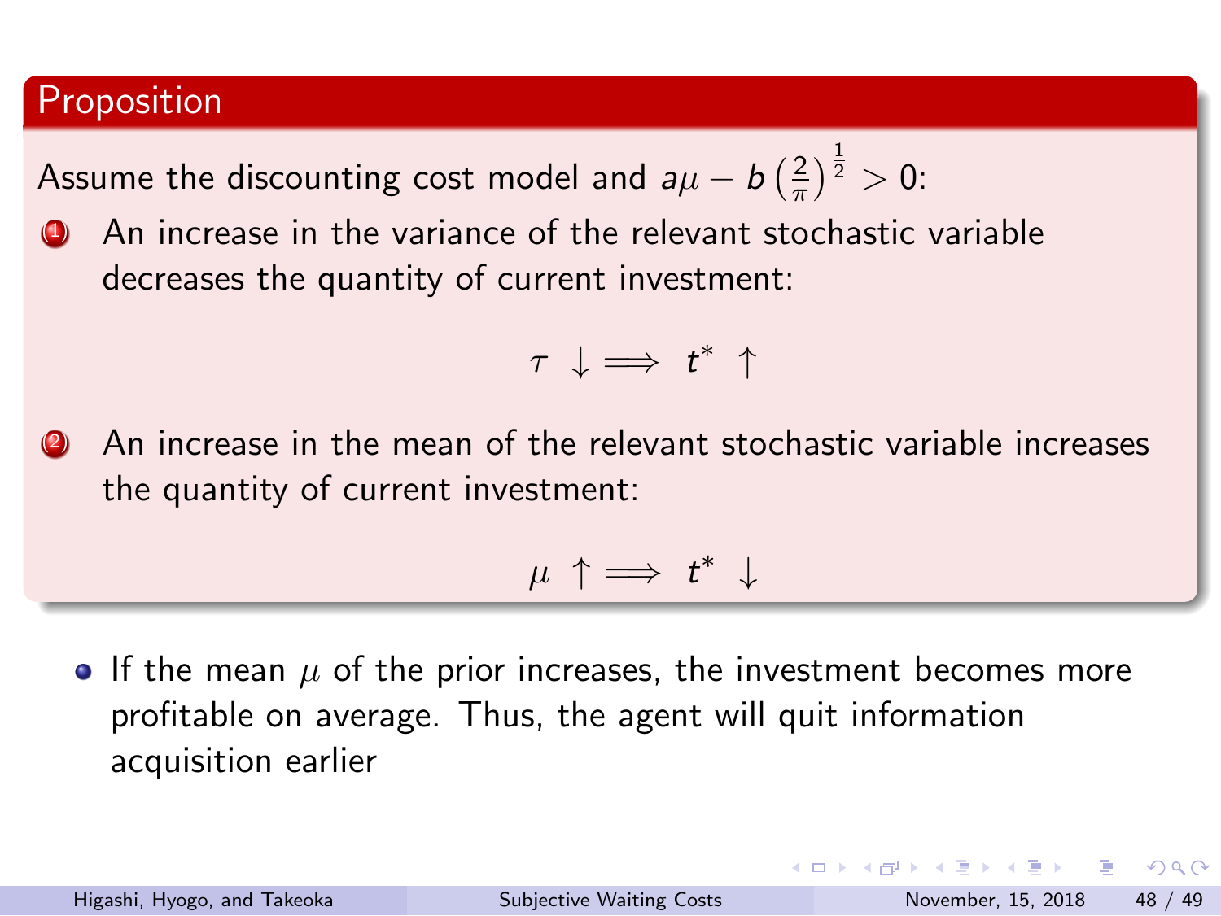**Proposition**

Assume the discounting cost model and $a\mu - b\left(\frac{2}{\pi}\right)^{\frac{1}{2}} > 0$:

1. An increase in the variance of the relevant stochastic variable decreases the quantity of current investment:

$$\tau \downarrow \Longrightarrow \; t^* \uparrow$$

2. An increase in the mean of the relevant stochastic variable increases the quantity of current investment:

$$\mu \uparrow \Longrightarrow \; t^* \downarrow$$

- If the mean $\mu$ of the prior increases, the investment becomes more profitable on average. Thus, the agent will quit information acquisition earlier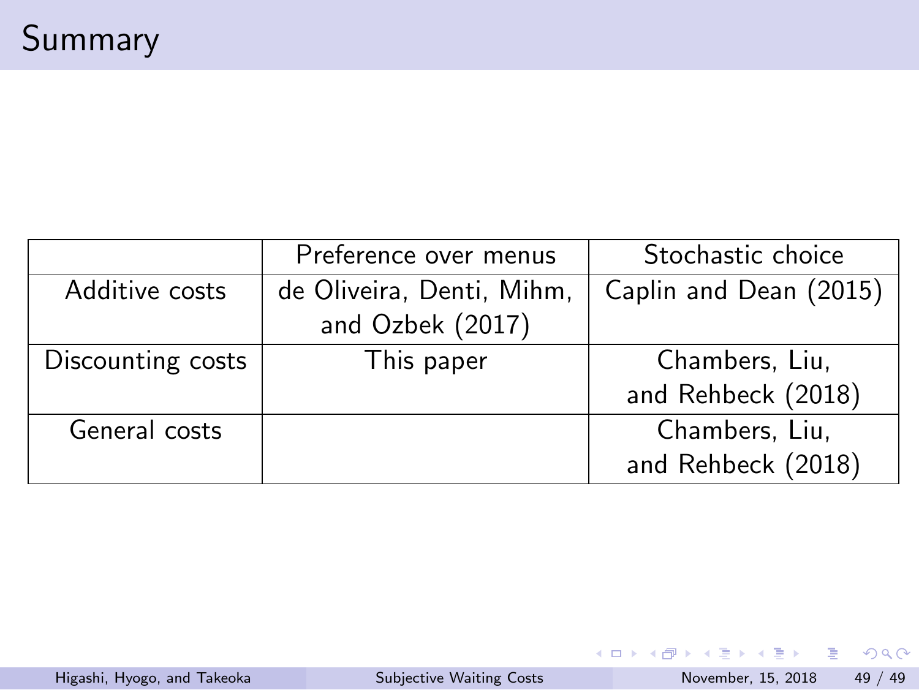# Summary

| | Preference over menus | Stochastic choice |
|---|---|---|
| Additive costs | de Oliveira, Denti, Mihm, and Ozbek (2017) | Caplin and Dean (2015) |
| Discounting costs | This paper | Chambers, Liu, and Rehbeck (2018) |
| General costs | | Chambers, Liu, and Rehbeck (2018) |